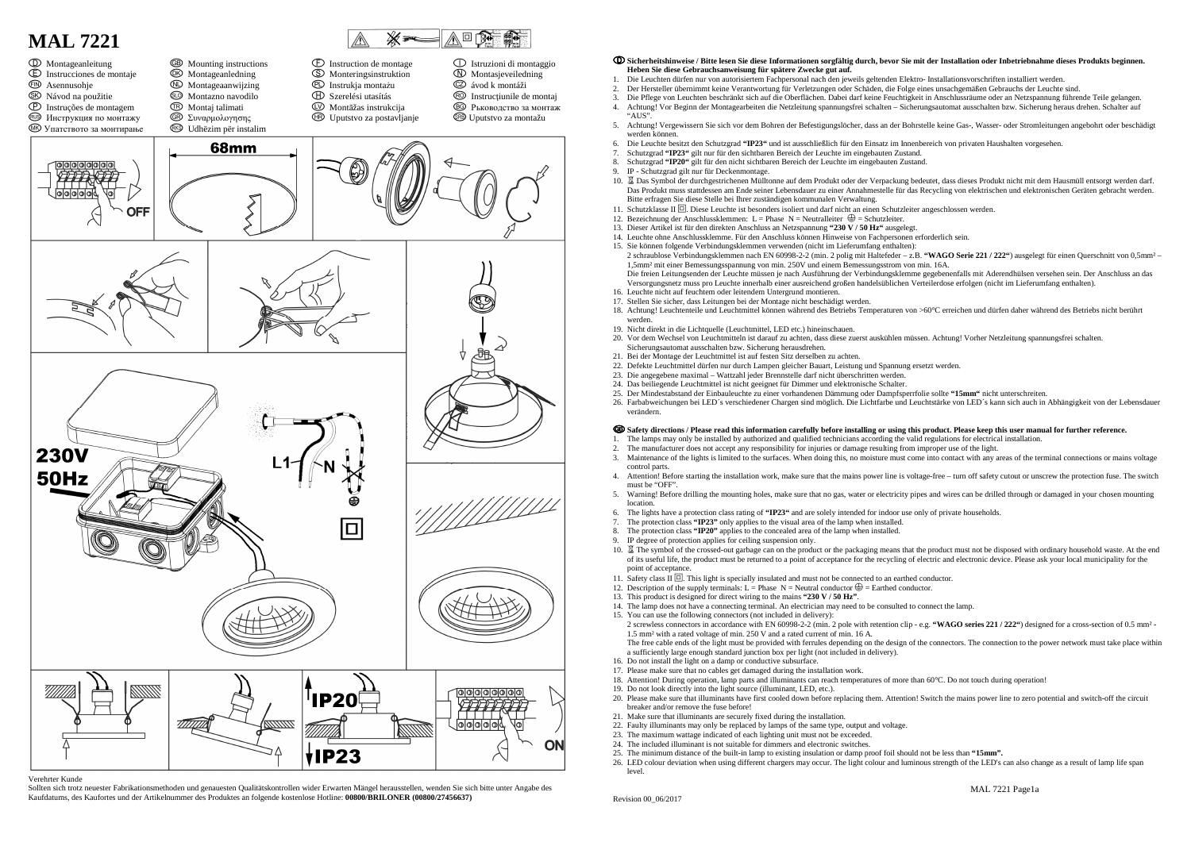# MAL 7221

Ⓓ Montageanleitung
Ⓔ Instrucciones de montaje
FIN Asennusohje
SK Návod na použitie
Ⓟ Instruções de montagem
RUS Инструкция по монтажу
MK Упатството за монтирање

GB Mounting instructions
DK Montageanledning
NL Montageaanwijzing
SLO Montazno navodilo
TR Montaj talimati
GR Συναρμολογησης
RKS Udhëzim për instalim

Ⓕ Instruction de montage
Ⓢ Monteringsinstruktion
PL Instrukja montażu
Ⓗ Szerelési utasítás
LV Montāžas instrukcija
HR Uputstvo za postavljanje

Ⓘ Istruzioni di montaggio
Ⓝ Montasjeveiledning
CZ ávod k montáži
RO Instrucţiunile de montaj
BG Ръководство за монтаж
SRB Uputstvo za montažu

OFF

68mm

230V
50Hz

L1
N

IP20
IP23

ON

Verehrter Kunde
Sollten sie trotz neuester Fabrikationsmethoden und genauesten Qualitätskontrollen wider Erwarten Mängel herausstellen, wenden Sie sich bitte unter Angabe des Kaufdatums, des Kaufortes und der Artikelnummer des Produktes an folgende kostenlose Hotline: **00800/BRILONER (00800/27456637)**

**Ⓓ Sicherheitshinweise / Bitte lesen Sie diese Informationen sorgfältig durch, bevor Sie mit der Installation oder Inbetriebnahme dieses Produkts beginnen. Heben Sie diese Gebrauchsanweisung für spätere Zwecke gut auf.**

1. Die Leuchten dürfen nur von autorisiertem Fachpersonal nach den jeweils geltenden Elektro- Installationsvorschriften installiert werden.
2. Der Hersteller übernimmt keine Verantwortung für Verletzungen oder Schäden, die Folge eines unsachgemäßen Gebrauchs der Leuchte sind.
3. Die Pflege von Leuchten beschränkt sich auf die Oberflächen. Dabei darf keine Feuchtigkeit in Anschlussräume oder an Netzspannung führende Teile gelangen.
4. Achtung! Vor Beginn der Montagearbeiten die Netzleitung spannungsfrei schalten – Sicherungsautomat ausschalten bzw. Sicherung heraus drehen. Schalter auf "AUS".
5. Achtung! Vergewissern Sie sich vor dem Bohren der Befestigungslöcher, dass an der Bohrstelle keine Gas-, Wasser- oder Stromleitungen angebohrt oder beschädigt werden können.
6. Die Leuchte besitzt den Schutzgrad **"IP23"** und ist ausschließlich für den Innenbereich von privaten Haushalten vorgesehen.
7. Schutzgrad **"IP23"** gilt nur für den sichtbaren Bereich der Leuchte im eingebauten Zustand.
8. Schutzgrad **"IP20"** gilt für den nicht sichtbaren Bereich der Leuchte im eingebauten Zustand.
9. IP - Schutzgrad gilt nur für Deckenmontage.
10. Das Symbol der durchgestrichenen Mülltonne auf dem Produkt oder der Verpackung bedeutet, dass dieses Produkt nicht mit dem Hausmüll entsorgt werden darf. Das Produkt muss stattdessen am Ende seiner Lebensdauer zu einer Annahmestelle für das Recycling von elektrischen und elektronischen Geräten gebracht werden. Bitte erfragen Sie diese Stelle bei Ihrer zuständigen kommunalen Verwaltung.
11. Schutzklasse II ▣. Diese Leuchte ist besonders isoliert und darf nicht an einen Schutzleiter angeschlossen werden.
12. Bezeichnung der Anschlussklemmen: L = Phase N = Neutralleiter ⏚ = Schutzleiter.
13. Dieser Artikel ist für den direkten Anschluss an Netzspannung **"230 V / 50 Hz"** ausgelegt.
14. Leuchte ohne Anschlussklemme. Für den Anschluss können Hinweise von Fachpersonen erforderlich sein.
15. Sie können folgende Verbindungsklemmen verwenden (nicht im Lieferumfang enthalten):
    2 schraublose Verbindungsklemmen nach EN 60998-2-2 (min. 2 polig mit Haltefeder – z.B. **"WAGO Serie 221 / 222"**) ausgelegt für einen Querschnitt von 0,5mm² – 1,5mm² mit einer Bemessungsspannung von min. 250V und einem Bemessungsstrom von min. 16A.
    Die freien Leitungsenden der Leuchte müssen je nach Ausführung der Verbindungsklemme gegebenenfalls mit Aderendhülsen versehen sein. Der Anschluss an das Versorgungsnetz muss pro Leuchte innerhalb einer ausreichend großen handelsüblichen Verteilerdose erfolgen (nicht im Lieferumfang enthalten).
16. Leuchte nicht auf feuchtem oder leitendem Untergrund montieren.
17. Stellen Sie sicher, dass Leitungen bei der Montage nicht beschädigt werden.
18. Achtung! Leuchtenteile und Leuchtmittel können während des Betriebs Temperaturen von >60°C erreichen und dürfen daher während des Betriebs nicht berührt werden.
19. Nicht direkt in die Lichtquelle (Leuchtmittel, LED etc.) hineinschauen.
20. Vor dem Wechsel von Leuchtmitteln ist darauf zu achten, dass diese zuerst auskühlen müssen. Achtung! Vorher Netzleitung spannungsfrei schalten. Sicherungsautomat ausschalten bzw. Sicherung herausdrehen.
21. Bei der Montage der Leuchtmittel ist auf festen Sitz derselben zu achten.
22. Defekte Leuchtmittel dürfen nur durch Lampen gleicher Bauart, Leistung und Spannung ersetzt werden.
23. Die angegebene maximal – Wattzahl jeder Brennstelle darf nicht überschritten werden.
24. Das beiliegende Leuchtmittel ist nicht geeignet für Dimmer und elektronische Schalter.
25. Der Mindestabstand der Einbauleuchte zu einer vorhandenen Dämmung oder Dampfsperrfolie sollte **"15mm"** nicht unterschreiten.
26. Farbabweichungen bei LED´s verschiedener Chargen sind möglich. Die Lichtfarbe und Leuchtstärke von LED´s kann sich auch in Abhängigkeit von der Lebensdauer verändern.

**GB Safety directions / Please read this information carefully before installing or using this product. Please keep this user manual for further reference.**

1. The lamps may only be installed by authorized and qualified technicians according the valid regulations for electrical installation.
2. The manufacturer does not accept any responsibility for injuries or damage resulting from improper use of the light.
3. Maintenance of the lights is limited to the surfaces. When doing this, no moisture must come into contact with any areas of the terminal connections or mains voltage control parts.
4. Attention! Before starting the installation work, make sure that the mains power line is voltage-free – turn off safety cutout or unscrew the protection fuse. The switch must be "OFF".
5. Warning! Before drilling the mounting holes, make sure that no gas, water or electricity pipes and wires can be drilled through or damaged in your chosen mounting location.
6. The lights have a protection class rating of **"IP23"** and are solely intended for indoor use only of private households.
7. The protection class **"IP23"** only applies to the visual area of the lamp when installed.
8. The protection class **"IP20"** applies to the concealed area of the lamp when installed.
9. IP degree of protection applies for ceiling suspension only.
10. The symbol of the crossed-out garbage can on the product or the packaging means that the product must not be disposed with ordinary household waste. At the end of its useful life, the product must be returned to a point of acceptance for the recycling of electric and electronic device. Please ask your local municipality for the point of acceptance.
11. Safety class II ▣. This light is specially insulated and must not be connected to an earthed conductor.
12. Description of the supply terminals: L = Phase N = Neutral conductor ⏚ = Earthed conductor.
13. This product is designed for direct wiring to the mains **"230 V / 50 Hz"**.
14. The lamp does not have a connecting terminal. An electrician may need to be consulted to connect the lamp.
15. You can use the following connectors (not included in delivery):
    2 screwless connectors in accordance with EN 60998-2-2 (min. 2 pole with retention clip - e.g. **"WAGO series 221 / 222"**) designed for a cross-section of 0.5 mm² - 1.5 mm² with a rated voltage of min. 250 V and a rated current of min. 16 A.
    The free cable ends of the light must be provided with ferrules depending on the design of the connectors. The connection to the power network must take place within a sufficiently large enough standard junction box per light (not included in delivery).
16. Do not install the light on a damp or conductive subsurface.
17. Please make sure that no cables get damaged during the installation work.
18. Attention! During operation, lamp parts and illuminants can reach temperatures of more than 60°C. Do not touch during operation!
19. Do not look directly into the light source (illuminant, LED, etc.).
20. Please make sure that illuminants have first cooled down before replacing them. Attention! Switch the mains power line to zero potential and switch-off the circuit breaker and/or remove the fuse before!
21. Make sure that illuminants are securely fixed during the installation.
22. Faulty illuminants may only be replaced by lamps of the same type, output and voltage.
23. The maximum wattage indicated of each lighting unit must not be exceeded.
24. The included illuminant is not suitable for dimmers and electronic switches.
25. The minimum distance of the built-in lamp to existing insulation or damp proof foil should not be less than **"15mm"**.
26. LED colour deviation when using different chargers may occur. The light colour and luminous strength of the LED's can also change as a result of lamp life span level.

Revision 00_06/2017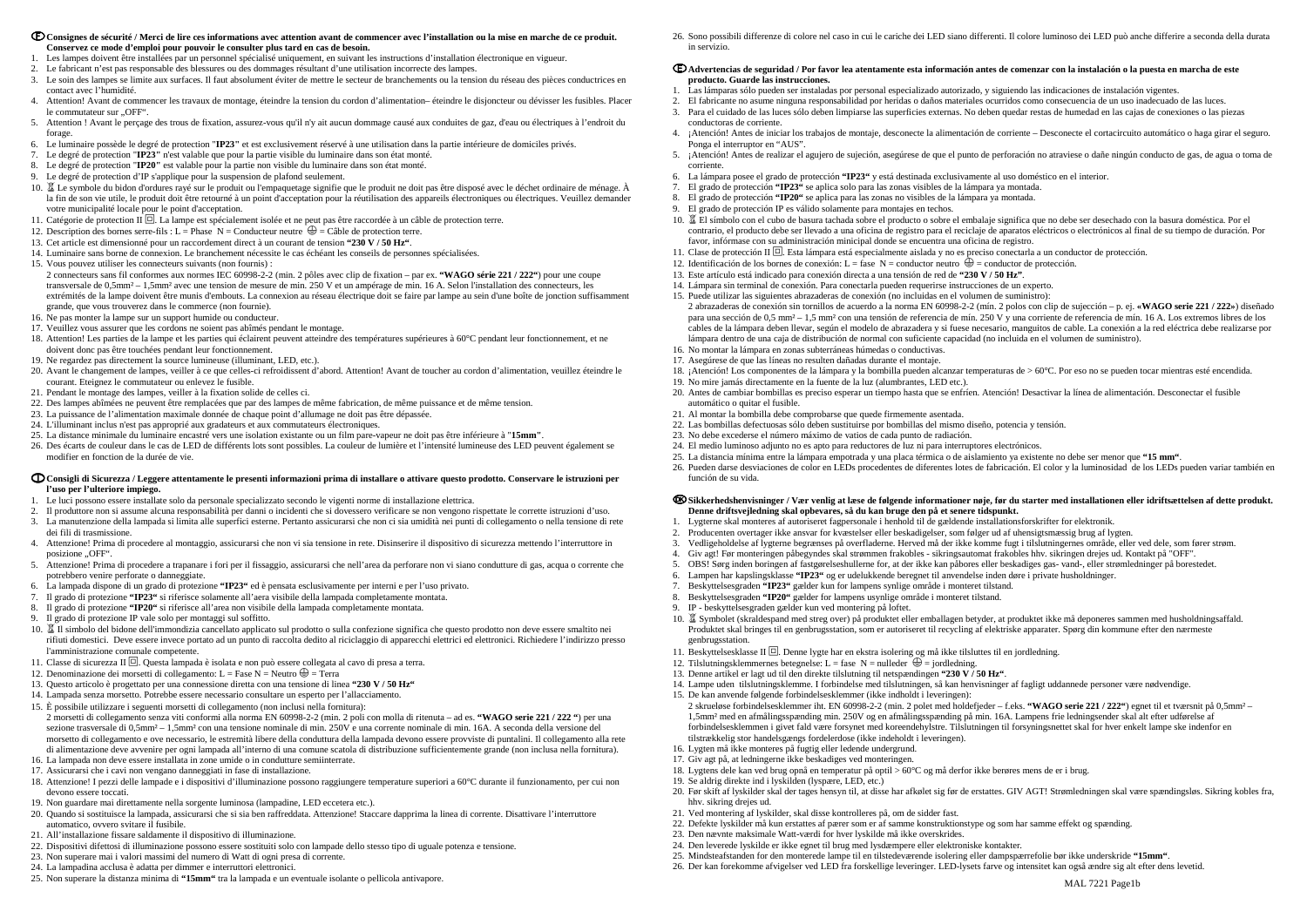## F Consignes de sécurité / Merci de lire ces informations avec attention avant de commencer avec l'installation ou la mise en marche de ce produit. Conservez ce mode d'emploi pour pouvoir le consulter plus tard en cas de besoin.

1. Les lampes doivent être installées par un personnel spécialisé uniquement, en suivant les instructions d'installation électronique en vigueur.
2. Le fabricant n'est pas responsable des blessures ou des dommages résultant d'une utilisation incorrecte des lampes.
3. Le soin des lampes se limite aux surfaces. Il faut absolument éviter de mettre le secteur de branchements ou la tension du réseau des pièces conductrices en contact avec l'humidité.
4. Attention! Avant de commencer les travaux de montage, éteindre la tension du cordon d'alimentation– éteindre le disjoncteur ou dévisser les fusibles. Placer le commutateur sur „OFF".
5. Attention ! Avant le perçage des trous de fixation, assurez-vous qu'il n'y ait aucun dommage causé aux conduites de gaz, d'eau ou électriques à l'endroit du forage.
6. Le luminaire possède le degré de protection "**IP23**" et est exclusivement réservé à une utilisation dans la partie intérieure de domiciles privés.
7. Le degré de protection "**IP23**" n'est valable que pour la partie visible du luminaire dans son état monté.
8. Le degré de protection "**IP20**" est valable pour la partie non visible du luminaire dans son état monté.
9. Le degré de protection d'IP s'applique pour la suspension de plafond seulement.
10. Le symbole du bidon d'ordures rayé sur le produit ou l'empaquetage signifie que le produit ne doit pas être disposé avec le déchet ordinaire de ménage. À la fin de son vie utile, le produit doit être retourné à un point d'acceptation pour la réutilisation des appareils électroniques ou électriques. Veuillez demander votre municipalité locale pour le point d'acceptation.
11. Catégorie de protection II ⧈. La lampe est spécialement isolée et ne peut pas être raccordée à un câble de protection terre.
12. Description des bornes serre-fils : L = Phase N = Conducteur neutre ⏚ = Câble de protection terre.
13. Cet article est dimensionné pour un raccordement direct à un courant de tension **"230 V / 50 Hz"**.
14. Luminaire sans borne de connexion. Le branchement nécessite le cas échéant les conseils de personnes spécialisées.
15. Vous pouvez utiliser les connecteurs suivants (non fournis) :
    2 connecteurs sans fil conformes aux normes IEC 60998-2-2 (min. 2 pôles avec clip de fixation – par ex. **"WAGO série 221 / 222"**) pour une coupe transversale de 0,5mm² – 1,5mm² avec une tension de mesure de min. 250 V et un ampérage de min. 16 A. Selon l'installation des connecteurs, les extrémités de la lampe doivent être munis d'embouts. La connexion au réseau électrique doit se faire par lampe au sein d'une boîte de connexion suffisamment grande, que vous trouverez dans le commerce (non fournie).
16. Ne pas monter la lampe sur un support humide ou conducteur.
17. Veuillez vous assurer que les cordons ne soient pas abîmés pendant le montage.
18. Attention! Les parties de la lampe et les parties qui éclairent peuvent atteindre des températures supérieures à 60°C pendant leur fonctionnement, et ne doivent donc pas être touchées pendant leur fonctionnement.
19. Ne regardez pas directement la source lumineuse (illuminant, LED, etc.).
20. Avant le changement de lampes, veiller à ce que celles-ci refroidissent d'abord. Attention! Avant de toucher au cordon d'alimentation, veuillez éteindre le courant. Eteignez le commutateur ou enlevez le fusible.
21. Pendant le montage des lampes, veiller à la fixation solide de celles ci.
22. Des lampes abîmées ne peuvent être remplacées que par des lampes de même fabrication, de même puissance et de même tension.
23. La puissance de l'alimentation maximale donnée de chaque point d'allumage ne doit pas être dépassée.
24. L'illuminant inclus n'est pas approprié aux gradateurs et aux commutateurs électroniques.
25. La distance minimale du luminaire encastré vers une isolation existante ou un film pare-vapeur ne doit pas être inférieure à "**15mm**".
26. Des écarts de couleur dans le cas de LED de différents lots sont possibles. La couleur de lumière et l'intensité lumineuse des LED peuvent également se modifier en fonction de la durée de vie.

## I Consigli di Sicurezza / Leggere attentamente le presenti informazioni prima di installare o attivare questo prodotto. Conservare le istruzioni per l'uso per l'ulteriore impiego.

1. Le luci possono essere installate solo da personale specializzato secondo le vigenti norme di installazione elettrica.
2. Il produttore non si assume alcuna responsabilità per danni o incidenti che si dovessero verificare se non vengono rispettate le corrette istruzioni d'uso.
3. La manutenzione della lampada si limita alle superfici esterne. Pertanto assicurarsi che non ci sia umidità nei punti di collegamento o nella tensione di rete dei fili di trasmissione.
4. Attenzione! Prima di procedere al montaggio, assicurarsi che non vi sia tensione in rete. Disinserire il dispositivo di sicurezza mettendo l'interruttore in posizione „OFF".
5. Attenzione! Prima di procedere a trapanare i fori per il fissaggio, assicurarsi che nell'area da perforare non vi siano condutture di gas, acqua o corrente che potrebbero venire perforate o danneggiate.
6. La lampada dispone di un grado di protezione **"IP23"** ed è pensata esclusivamente per interni e per l'uso privato.
7. Il grado di protezione **"IP23"** si riferisce solamente all'aera visibile della lampada completamente montata.
8. Il grado di protezione **"IP20"** si riferisce all'area non visibile della lampada completamente montata.
9. Il grado di protezione IP vale solo per montaggi sul soffitto.
10. Il simbolo del bidone dell'immondizia cancellato applicato sul prodotto o sulla confezione significa che questo prodotto non deve essere smaltito nei rifiuti domestici. Deve essere invece portato ad un punto di raccolta dedito al riciclaggio di apparecchi elettrici ed elettronici. Richiedere l'indirizzo presso l'amministrazione comunale competente.
11. Classe di sicurezza II ⧈. Questa lampada è isolata e non può essere collegata al cavo di presa a terra.
12. Denominazione dei morsetti di collegamento: L = Fase N = Neutro ⏚ = Terra
13. Questo articolo è progettato per una connessione diretta con una tensione di linea **"230 V / 50 Hz"**
14. Lampada senza morsetto. Potrebbe essere necessario consultare un esperto per l'allacciamento.
15. È possibile utilizzare i seguenti morsetti di collegamento (non inclusi nella fornitura):
    2 morsetti di collegamento senza viti conformi alla norma EN 60998-2-2 (min. 2 poli con molla di ritenuta – ad es. **"WAGO serie 221 / 222 "**) per una sezione trasversale di 0,5mm² – 1,5mm² con una tensione nominale di min. 250V e una corrente nominale di min. 16A. A seconda della versione del morsetto di collegamento e ove necessario, le estremità libere della conduttura della lampada devono essere provviste di puntalini. Il collegamento alla rete di alimentazione deve avvenire per ogni lampada all'interno di una comune scatola di distribuzione sufficientemente grande (non inclusa nella fornitura).
16. La lampada non deve essere installata in zone umide o in condutture semiinterrate.
17. Assicurarsi che i cavi non vengano danneggiati in fase di installazione.
18. Attenzione! I pezzi delle lampade e i dispositivi d'illuminazione possono raggiungere temperature superiori a 60°C durante il funzionamento, per cui non devono essere toccati.
19. Non guardare mai direttamente nella sorgente luminosa (lampadine, LED eccetera etc.).
20. Quando si sostituisce la lampada, assicurarsi che si sia ben raffreddata. Attenzione! Staccare dapprima la linea di corrente. Disattivare l'interruttore automatico, ovvero svitare il fusibile.
21. All'installazione fissare saldamente il dispositivo di illuminazione.
22. Dispositivi difettosi di illuminazione possono essere sostituiti solo con lampade dello stesso tipo di uguale potenza e tensione.
23. Non superare mai i valori massimi del numero di Watt di ogni presa di corrente.
24. La lampadina acclusa è adatta per dimmer e interruttori elettronici.
25. Non superare la distanza minima di **"15mm"** tra la lampada e un eventuale isolante o pellicola antivapore.
26. Sono possibili differenze di colore nel caso in cui le cariche dei LED siano differenti. Il colore luminoso dei LED può anche differire a seconda della durata in servizio.

## E Advertencias de seguridad / Por favor lea atentamente esta información antes de comenzar con la instalación o la puesta en marcha de este producto. Guarde las instrucciones.

1. Las lámparas sólo pueden ser instaladas por personal especializado autorizado, y siguiendo las indicaciones de instalación vigentes.
2. El fabricante no asume ninguna responsabilidad por heridas o daños materiales ocurridos como consecuencia de un uso inadecuado de las luces.
3. Para el cuidado de las luces sólo deben limpiarse las superficies externas. No deben quedar restas de humedad en las cajas de conexiones o las piezas conductoras de corriente.
4. ¡Atención! Antes de iniciar los trabajos de montaje, desconecte la alimentación de corriente – Desconecte el cortacircuito automático o haga girar el seguro. Ponga el interruptor en "AUS".
5. ¡Atención! Antes de realizar el agujero de sujeción, asegúrese de que el punto de perforación no atraviese o dañe ningún conducto de gas, de agua o toma de corriente.
6. La lámpara posee el grado de protección **"IP23"** y está destinada exclusivamente al uso doméstico en el interior.
7. El grado de protección **"IP23"** se aplica solo para las zonas visibles de la lámpara ya montada.
8. El grado de protección **"IP20"** se aplica para las zonas no visibles de la lámpara ya montada.
9. El grado de protección IP es válido solamente para montajes en techos.
10. El símbolo con el cubo de basura tachada sobre el producto o sobre el embalaje significa que no debe ser desechado con la basura doméstica. Por el contrario, el producto debe ser llevado a una oficina de registro para el reciclaje de aparatos eléctricos o electrónicos al final de su tiempo de duración. Por favor, infórmase con su administración minicipal donde se encuentra una oficina de registro.
11. Clase de protección II ⧈. Esta lámpara está especialmente aislada y no es preciso conectarla a un conductor de protección.
12. Identificación de los bornes de conexión: L = fase N = conductor neutro ⏚ = conductor de protección.
13. Este artículo está indicado para conexión directa a una tensión de red de **"230 V / 50 Hz"**.
14. Lámpara sin terminal de conexión. Para conectarla pueden requerirse instrucciones de un experto.
15. Puede utilizar las siguientes abrazaderas de conexión (no incluidas en el volumen de suministro):
    2 abrazaderas de conexión sin tornillos de acuerdo a la norma EN 60998-2-2 (mín. 2 polos con clip de sujección – p. ej. **«WAGO serie 221 / 222»**) diseñado para una sección de 0,5 mm² – 1,5 mm² con una tensión de referencia de mín. 250 V y una corriente de referencia de mín. 16 A. Los extremos libres de los cables de la lámpara deben llevar, según el modelo de abrazadera y si fuese necesario, manguitos de cable. La conexión a la red eléctrica debe realizarse por lámpara dentro de una caja de distribución de normal con suficiente capacidad (no incluida en el volumen de suministro).
16. No montar la lámpara en zonas subterráneas húmedas o conductivas.
17. Asegúrese de que las líneas no resulten dañadas durante el montaje.
18. ¡Atención! Los componentes de la lámpara y la bombilla pueden alcanzar temperaturas de > 60°C. Por eso no se pueden tocar mientras esté encendida.
19. No mire jamás directamente en la fuente de la luz (alumbrantes, LED etc.).
20. Antes de cambiar bombillas es preciso esperar un tiempo hasta que se enfríen. Atención! Desactivar la línea de alimentación. Desconectar el fusible automático o quitar el fusible.
21. Al montar la bombilla debe comprobarse que quede firmemente asentada.
22. Las bombillas defectuosas sólo deben sustituirse por bombillas del mismo diseño, potencia y tensión.
23. No debe excederse el número máximo de vatios de cada punto de radiación.
24. El medio luminoso adjunto no es apto para reductores de luz ni para interruptores electrónicos.
25. La distancia mínima entre la lámpara empotrada y una placa térmica o de aislamiento ya existente no debe ser menor que **"15 mm"**.
26. Pueden darse desviaciones de color en LEDs procedentes de diferentes lotes de fabricación. El color y la luminosidad de los LEDs pueden variar también en función de su vida.

## DK Sikkerhedshenvisninger / Vær venlig at læse de følgende informationer nøje, før du starter med installationen eller idriftsættelsen af dette produkt. Denne driftsvejledning skal opbevares, så du kan bruge den på et senere tidspunkt.

1. Lygterne skal monteres af autoriseret fagpersonale i henhold til de gældende installationsforskrifter for elektronik.
2. Producenten overtager ikke ansvar for kvæstelser eller beskadigelser, som følger ud af uhensigtsmæssig brug af lygten.
3. Vedligeholdelse af lygterne begrænses på overfladerne. Herved må der ikke komme fugt i tilslutningernes område, eller ved dele, som fører strøm.
4. Giv agt! Før monteringen påbegyndes skal strømmen frakobles - sikringsautomat frakobles hhv. sikringen drejes ud. Kontakt på "OFF".
5. OBS! Sørg inden boringen af fastgørelseshullerne for, at der ikke kan påføres eller beskadiges gas- vand-, eller strømledninger på borestedet.
6. Lampen har kapslingsklasse **"IP23"** og er udelukkende beregnet til anvendelse inden døre i private husholdninger.
7. Beskyttelsesgraden **"IP23"** gælder kun for lampens synlige område i monteret tilstand.
8. Beskyttelsesgraden **"IP20"** gælder for lampens usynlige område i monteret tilstand.
9. IP - beskyttelsesgraden gælder kun ved montering på loftet.
10. Symbolet (skraldespand med streg over) på produktet eller emballagen betyder, at produktet ikke må deponeres sammen med husholdningsaffald. Produktet skal bringes til en genbrugsstation, som er autoriseret til recycling af elektriske apparater. Spørg din kommune efter den nærmeste genbrugsstation.
11. Beskyttelsesklasse II ⧈. Denne lygte har en ekstra isolering og må ikke tilsluttes til en jordledning.
12. Tilslutningsklemmernes betegnelse: L = fase N = nulleder ⏚ = jordledning.
13. Denne artikel er lagt ud til den direkte tilslutning til netspændingen **"230 V / 50 Hz"**.
14. Lampe uden tilslutningsklemme. I forbindelse med tilslutningen, så kan henvisninger af fagligt uddannede personer være nødvendige.
15. De kan anvende følgende forbindelsesklemmer (ikke indholdt i leveringen):
    2 skrueløse forbindelsesklemmer iht. EN 60998-2-2 (min. 2 polet med holdefjeder – f.eks. **"WAGO serie 221 / 222"**) egnet til et tværsnit på 0,5mm² – 1,5mm² med en afmålingsspænding min. 250V og en afmålingsspænding på min. 16A. Lampens frie ledningsender skal alt efter udførelse af forbindelsesklemmen i givet fald være forsynet med koreendehylstre. Tilslutningen til forsyningsnettet skal for hver enkelt lampe ske indenfor en tilstrækkelig stor handelsgængs fordelerdose (ikke indeholdt i leveringen).
16. Lygten må ikke monteres på fugtig eller ledende undergrund.
17. Giv agt på, at ledningerne ikke beskadiges ved monteringen.
18. Lygtens dele kan ved brug opnå en temperatur på optil > 60°C og må derfor ikke berøres mens de er i brug.
19. Se aldrig direkte ind i lyskilden (lyspære, LED, etc.)
20. Før skift af lyskilder skal der tages hensyn til, at disse har afkølet sig før de erstattes. GIV AGT! Strømledningen skal være spændingsløs. Sikring kobles fra, hhv. sikring drejes ud.
21. Ved montering af lyskilder, skal disse kontrolleres på, om de sidder fast.
22. Defekte lyskilder må kun erstattes af pærer som er af samme konstruktionstype og som har samme effekt og spænding.
23. Den nævnte maksimale Watt-værdi for hver lyskilde må ikke overskrides.
24. Den leverede lyskilde er ikke egnet til brug med lysdæmpere eller elektroniske kontakter.
25. Mindsteafstanden for den monterede lampe til en tilstedeværende isolering eller dampspærrefolie bør ikke underskride **"15mm"**.
26. Der kan forekomme afvigelser ved LED fra forskellige leveringer. LED-lysets farve og intensitet kan også ændre sig alt efter dens levetid.

MAL 7221 Page1b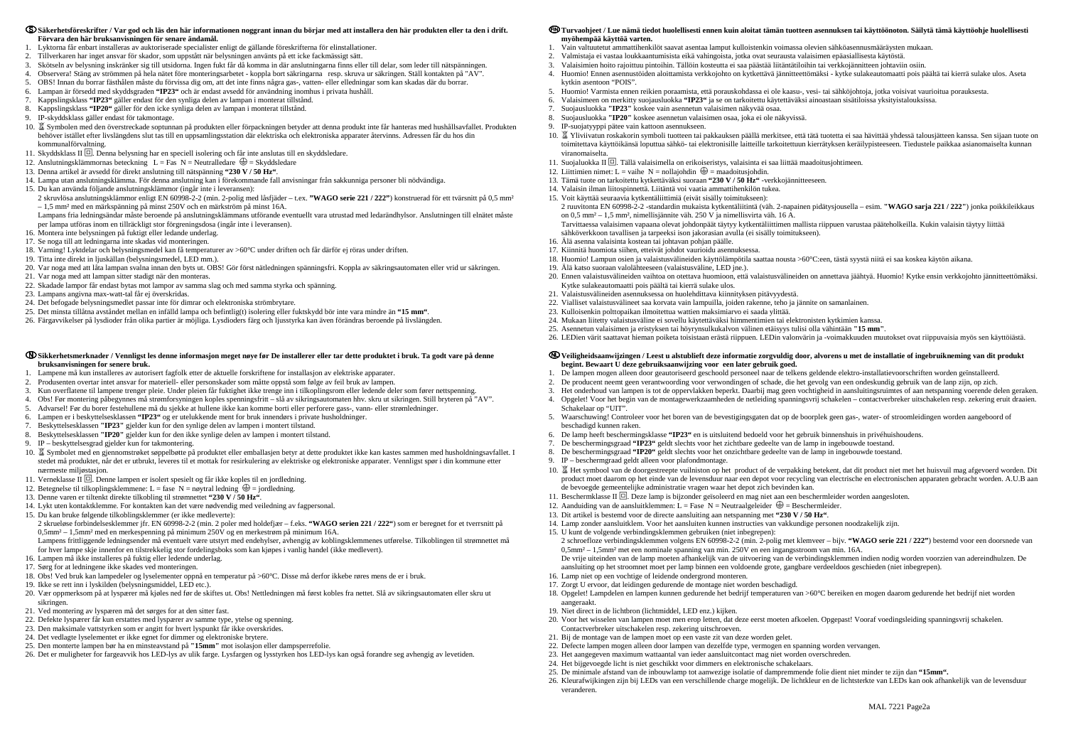## Ⓢ Säkerhetsföreskrifter / Var god och läs den här informationen noggrant innan du börjar med att installera den här produkten eller ta den i drift. Förvara den här bruksanvisningen för senare ändamål.

1. Lyktorna får enbart installeras av auktoriserade specialister enligt de gällande föreskrifterna för elinstallationer.
2. Tillverkaren har inget ansvar för skador, som uppstått när belysningen använts på ett icke fackmässigt sätt.
3. Skötseln av belysning inskränker sig till utsidorna. Ingen fukt får då komma in där anslutningarna finns eller till delar, som leder till nätspänningen.
4. Observera! Stäng av strömmen på hela nätet före monteringsarbetet - koppla bort säkringarna resp. skruva ur säkringen. Ställ kontakten på "AV".
5. OBS! Innan du borrar fästhålen måste du förvissa dig om, att det inte finns några gas-, vatten- eller elledningar som kan skadas där du borrar.
6. Lampan är försedd med skyddsgraden **"IP23"** och är endast avsedd för användning inomhus i privata hushåll.
7. Kappslingsklass **"IP23"** gäller endast för den synliga delen av lampan i monterat tillstånd.
8. Kappslingsklass **"IP20"** gäller för den icke synliga delen av lampan i monterat tillstånd.
9. IP-skyddsklass gäller endast för takmontage.
10. Symbolen med den överstreckade soptunnan på produkten eller förpackningen betyder att denna produkt inte får hanteras med hushållsavfallet. Produkten behöver istället efter livslängdens slut tas till en uppsamlingsstation där elektriska och elektroniska apparater återvinns. Adressen får du hos din kommunalförvaltning.
11. Skyddsklass II ⧈. Denna belysning har en speciell isolering och får inte anslutas till en skyddsledare.
12. Anslutningsklämmornas beteckning L = Fas N = Neutralledare ⏚ = Skyddsledare
13. Denna artikel är avsedd för direkt anslutning till nätspänning **"230 V / 50 Hz"**.
14. Lampa utan anslutningsklämma. För denna anslutning kan i förekommande fall anvisningar från sakkunniga personer bli nödvändiga.
15. Du kan använda följande anslutningsklämmor (ingår inte i leveransen):
    2 skruvlösa anslutningsklämmor enligt EN 60998-2-2 (min. 2-polig med låsfjäder – t.ex. **"WAGO serie 221 / 222"**) konstruerad för ett tvärsnitt på 0,5 mm² – 1,5 mm² med en märkspänning på minst 250V och en märkström på minst 16A.
    Lampans fria ledningsändar måste beroende på anslutningsklämmans utförande eventuellt vara utrustad med ledarändhylsor. Anslutningen till elnätet måste per lampa utföras inom en tillräckligt stor förgreningsdosa (ingår inte i leveransen).
16. Montera inte belysningen på fuktigt eller ledande underlag.
17. Se noga till att ledningarna inte skadas vid monteringen.
18. Varning! Lyktdelar och belysningsmedel kan få temperaturer av >60°C under driften och får därför ej röras under driften.
19. Titta inte direkt in ljuskällan (belysningsmedel, LED mm.).
20. Var noga med att låta lampan svalna innan den byts ut. OBS! Gör först nätledningen spänningsfri. Koppla av säkringsautomaten eller vrid ur säkringen.
21. Var noga med att lampan sitter stadigt när den monteras.
22. Skadade lampor får endast bytas mot lampor av samma slag och med samma styrka och spänning.
23. Lampans angivna max-watt-tal får ej överskridas.
24. Det befogade belysningsmedlet passar inte för dimrar och elektroniska strömbrytare.
25. Det minsta tillåtna avståndet mellan en infälld lampa och befintlig(t) isolering eller fuktskydd bör inte vara mindre än **"15 mm"**.
26. Färgavvikelser på lysdioder från olika partier är möjliga. Lysdioders färg och ljusstyrka kan även förändras beroende på livslängden.

## Ⓝ Sikkerhetsmerknader / Vennligst les denne informasjon nøye før De installerer eller tar dette produktet i bruk. Ta godt vare på denne bruksanvisningen for senere bruk.

1. Lampene må kun installeres av autorisert fagfolk etter de aktuelle forskriftene for installasjon av elektriske apparater.
2. Produsenten overtar intet ansvar for materiell- eller personskader som måtte oppstå som følge av feil bruk av lampen.
3. Kun overflatene til lampene trenger pleie. Under pleien får fuktighet ikke trenge inn i tilkoplingsrom eller ledende deler som fører nettspenning.
4. Obs! Før montering påbegynnes må strømforsyningen koples spenningsfritt – slå av sikringsautomaten hhv. skru ut sikringen. Still bryteren på "AV".
5. Advarsel! Før du borer festehullene må du sjekke at hullene ikke kan komme borti eller perforere gass-, vann- eller strømledninger.
6. Lampen er i beskyttelsesklassen **"IP23"** og er utelukkende ment for bruk innendørs i private husholdninger.
7. Beskyttelsesklassen **"IP23"** gjelder kun for den synlige delen av lampen i montert tilstand.
8. Beskyttelsesklassen **"IP20"** gjelder kun for den ikke synlige delen av lampen i montert tilstand.
9. IP – beskyttelsesgrad gjelder kun for takmontering.
10. Symbolet med en gjennomstrøket søppelbøtte på produktet eller emballasjen betyr at dette produktet ikke kan kastes sammen med husholdningsavfallet. I stedet må produktet, når det er utbrukt, leveres til et mottak for resirkulering av elektriske og elektroniske apparater. Vennligst spør i din kommune etter nærmeste miljøstasjon.
11. Verneklasse II ⧈. Denne lampen er isolert spesielt og får ikke koples til en jordledning.
12. Betegnelse til tilkoplingsklemmene: L = fase N = nøytral ledning ⏚ = jordledning.
13. Denne varen er tiltenkt direkte tilkobling til strømnettet **"230 V / 50 Hz"**.
14. Lykt uten kontaktklemme. For kontakten kan det være nødvendig med veiledning av fagpersonal.
15. Du kan bruke følgende tilkoblingsklemmer (er ikke medleverte):
    2 skrueløse forbindelsesklemmer jfr. EN 60998-2-2 (min. 2 poler med holdefjær – f.eks. **"WAGO serien 221 / 222"**) som er beregnet for et tverrsnitt på 0,5mm² – 1,5mm² med en merkespenning på minimum 250V og en merkestrøm på minimum 16A.
    Lampens frittliggende ledningsender må eventuelt være utstyrt med endehylser, avhengig av koblingsklemmenes utførelse. Tilkoblingen til strømnettet må for hver lampe skje innenfor en tilstrekkelig stor fordelingsboks som kan kjøpes i vanlig handel (ikke medlevert).
16. Lampen må ikke installeres på fuktig eller ledende underlag.
17. Sørg for at ledningene ikke skades ved monteringen.
18. Obs! Ved bruk kan lampedeler og lyselementer oppnå en temperatur på >60°C. Disse må derfor ikkebe røres mens de er i bruk.
19. Ikke se rett inn i lyskilden (belysningsmiddel, LED etc.).
20. Vær oppmerksom på at lyspærer må kjøles ned før de skiftes ut. Obs! Nettledningen må først kobles fra nettet. Slå av sikringsautomaten eller skru ut sikringen.
21. Ved montering av lyspærer må det sørges for at den sitter fast.
22. Defekte lyspærer får kun erstattes med lyspærer av samme type, ytelse og spenning.
23. Den maksimale vattstyrken som er angitt for hvert lyspunkt får ikke overskrides.
24. Det vedlagte lyselementet er ikke egnet for dimmer og elektroniske brytere.
25. Den monterte lampen bør ha en minsteavstand på **"15mm"** mot isolasjon eller dampsperrefolie.
26. Det er muligheter for fargeavvik hos LED-lys av ulik farge. Lysfargen og lysstyrken hos LED-lys kan også forandre seg avhengig av levetiden.

## Ⓕⓘⓝ Turvaohjeet / Lue nämä tiedot huolellisesti ennen kuin aloitat tämän tuotteen asennuksen tai käyttöönoton. Säilytä tämä käyttöohje huolellisesti myöhempää käyttöä varten.

1. Vain valtuutetut ammattihenkilöt saavat asentaa lamput kulloistenkin voimassa olevien sähköasennusmääräysten mukaan.
2. Valmistaja ei vastaa loukkaantumisista eikä vahingoista, jotka ovat seurausta valaisimen epäasiallisesta käytöstä.
3. Valaisimien hoito rajoittuu pintoihin. Tällöin kosteutta ei saa päästää liitäntätiloihin tai verkkojännitteen johtaviin osiin.
4. Huomio! Ennen asennustöiden aloittamista verkkojohto on kytkettävä jännitteettömäksi - kytke sulakeautomaatti pois päältä tai kierrä sulake ulos. Aseta kytkin asentoon "POIS".
5. Huomio! Varmista ennen reikien poraamista, että porauskohdassa ei ole kaasu-, vesi- tai sähköjohtoja, jotka voisivat vaurioitua porauksesta.
6. Valaisimeen on merkitty suojausluokka **"IP23"** ja se on tarkoitettu käytettäväksi ainoastaan sisätiloissa yksityistalouksissa.
7. Suojausluokka **"IP23"** koskee vain asennetun valaisimen näkyvää osaa.
8. Suojausluokka **"IP20"** koskee asennetun valaisimen osaa, joka ei ole näkyvissä.
9. IP-suojatyyppi pätee vain kattoon asennukseen.
10. Yliviivatun roskakorin symboli tuotteen tai pakkauksen päällä merkitsee, että tätä tuotetta ei saa hävittää yhdessä talousjätteen kanssa. Sen sijaan tuote on toimitettava käyttöikänsä loputtua sähkö- tai elektronisille laitteille tarkoitettuun kierrätyksen keräilypisteeseen. Tiedustele paikkaa asianomaiselta viranomaiselta.
11. Suojaluokka II ⧈. Tällä valaisimella on erikoiseristys, valaisinta ei saa liittää maadoitusjohtimeen.
12. Liittimien nimet: L = vaihe N = nollajohdin ⏚ = maadoitusjohdin.
13. Tämä tuote on tarkoitettu kytkettäväksi suoraan **"230 V / 50 Hz"** -verkkojännitteeseen.
14. Valaisin ilman liitospinnettä. Liitäntä voi vaatia ammattihenkilön tukea.
15. Voit käyttää seuraavia kytkentäliittimiä (eivät sisälly toimitukseen):
    2 ruuvitonta EN 60998-2-2 -standardin mukaista kytkentäliitintä (väh. 2-napainen pidätysjousella – esim. **"WAGO sarja 221 / 222"**) jonka poikkileikkaus on 0,5 mm² – 1,5 mm², nimellisjännite väh. 250 V ja nimellisvirta väh. 16 A.
    Tarvittaessa valaisimen vapaana olevat johdonpäät täytyy kytkentäliittimen mallista riippuen varustaa pääteholkeilla. Kukin valaisin täytyy liittää sähköverkkoon tavallisen ja tarpeeksi ison jakorasian avulla (ei sisälly toimitukseen).
16. Älä asenna valaisinta kosteaan tai johtavan pohjan päälle.
17. Kiinnitä huomiota siihen, etteivät johdot vaurioidu asennuksessa.
18. Huomio! Lampun osien ja valaistusvälineiden käyttölämpötila saattaa nousta >60°C:een, tästä syystä niitä ei saa koskea käytön aikana.
19. Älä katso suoraan valolähteeseen (valaistusväline, LED jne.).
20. Ennen valaistusvälineiden vaihtoa on otettava huomioon, että valaistusvälineiden on annettava jäähtyä. Huomio! Kytke ensin verkkojohto jännitteettömäksi. Kytke sulakeautomaatti pois päältä tai kierrä sulake ulos.
21. Valaistusvälineiden asennuksessa on huolehdittava kiinnityksen pitävyydestä.
22. Vialliset valaistusvälineet saa korvata vain lampuilla, joiden rakenne, teho ja jännite on samanlainen.
23. Kulloisenkin polttopaikan ilmoitettua wattien maksimiarvo ei saada ylittää.
24. Mukaan liitetty valaistusväline ei sovellu käytettäväksi himmentimien tai elektronisten kytkimien kanssa.
25. Asennetun valaisimen ja eristyksen tai höyrynsulkukalvon välinen etäisyys tulisi olla vähintään **"15 mm"**.
26. LEDien värit saattavat hieman poiketa toisistaan erästä riippuen. LEDin valonvärin ja -voimakkuuden muutokset ovat riippuvaisia myös sen käyttöiästä.

## Ⓝⓛ Veiligheidsaanwijzingen / Leest u alstublieft deze informatie zorgvuldig door, alvorens u met de installatie of ingebruikneming van dit produkt begint. Bewaart U deze gebruiksaanwijzing voor een later gebruik goed.

1. De lampen mogen alleen door geautoriseerd geschoold personeel naar de telkens geldende elektro-installatievoorschriften worden geïnstalleerd.
2. De producent neemt geen verantwoording voor verwondingen of schade, die het gevolg van een ondeskundig gebruik van de lamp zijn, op zich.
3. Het onderhoud van lampen is tot de oppervlakken beperkt. Daarbij mag geen vochtigheid in aansluitingsruimtes of aan netspanning voerende delen geraken.
4. Opgelet! Voor het begin van de montagewerkzaamheden de netleiding spanningsvrij schakelen – contactverbreker uitschakelen resp. zekering eruit draaien. Schakelaar op "UIT".
5. Waarschuwing! Controleer voor het boren van de bevestigingsgaten dat op de boorplek geen gas-, water- of stroomleidingen worden aangeboord of beschadigd kunnen raken.
6. De lamp heeft beschermingsklasse **"IP23"** en is uitsluitend bedoeld voor het gebruik binnenshuis in privéhuishoudens.
7. De beschermingsgraad **"IP23"** geldt slechts voor het zichtbare gedeelte van de lamp in ingebouwde toestand.
8. De beschermingsgraad **"IP20"** geldt slechts voor het onzichtbare gedeelte van de lamp in ingebouwde toestand.
9. IP – beschermgraad geldt alleen voor plafondmontage.
10. Het symbool van de doorgestreepte vuilniston op het product of de verpakking betekent, dat dit product niet met het huisvuil mag afgevoerd worden. Dit product moet daarom op het einde van de levensduur naar een depot voor recycling van electrische en electronischen apparaten gebracht worden. A.U.B aan de bevoegde gemeentelijke administratie vragen waar het depot zich bevinden kan.
11. Beschermklasse II ⧈. Deze lamp is bijzonder geïsoleerd en mag niet aan een beschermleider worden aangesloten.
12. Aanduiding van de aansluitklemmen: L = Fase N = Neutraalgeleider ⏚ = Beschermleider.
13. Dit artikel is bestemd voor de directe aansluiting aan netspanning met **"230 V / 50 Hz"**.
14. Lamp zonder aansluitklem. Voor het aansluiten kunnen instructies van vakkundige personen noodzakelijk zijn.
15. U kunt de volgende verbindingsklemmen gebruiken (niet inbegrepen):
    2 schroefloze verbindingsklemmen volgens EN 60998-2-2 (min. 2-polig met klemveer – bijv. **"WAGO serie 221 / 222"**) bestemd voor een doorsnede van 0,5mm² – 1,5mm² met een nominale spanning van min. 250V en een ingangsstroom van min. 16A.
    De vrije uiteinden van de lamp moeten afhankelijk van de uitvoering van de verbindingsklemmen indien nodig worden voorzien van adereindhulzen. De aansluiting op het stroomnet moet per lamp binnen een voldoende grote, gangbare verdeeldoos geschieden (niet inbegrepen).
16. Lamp niet op een vochtige of leidende ondergrond monteren.
17. Zorgt U ervoor, dat leidingen gedurende de montage niet worden beschadigd.
18. Opgelet! Lampdelen en lampen kunnen gedurende het bedrijf temperaturen van >60°C bereiken en mogen daarom gedurende het bedrijf niet worden aangeraakt.
19. Niet direct in de lichtbron (lichtmiddel, LED enz.) kijken.
20. Voor het wisselen van lampen moet men erop letten, dat deze eerst moeten afkoelen. Opgepast! Vooraf voedingsleiding spanningsvrij schakelen. Contactverbreker uitschakelen resp. zekering uitschroeven.
21. Bij de montage van de lampen moet op een vaste zit van deze worden gelet.
22. Defecte lampen mogen alleen door lampen van dezelfde type, vermogen en spanning worden vervangen.
23. Het aangegeven maximum wattaantal van ieder aansluitcontact mag niet worden overschreden.
24. Het bijgevoegde licht is niet geschikt voor dimmers en elektronische schakelaars.
25. De minimale afstand van de inbouwlamp tot aanwezige isolatie of dampremmende folie dient niet minder te zijn dan **"15mm"**.
26. Kleurafwijkingen zijn bij LEDs van een verschillende charge mogelijk. De lichtkleur en de lichtsterkte van LEDs kan ook afhankelijk van de levensduur veranderen.

MAL 7221 Page2a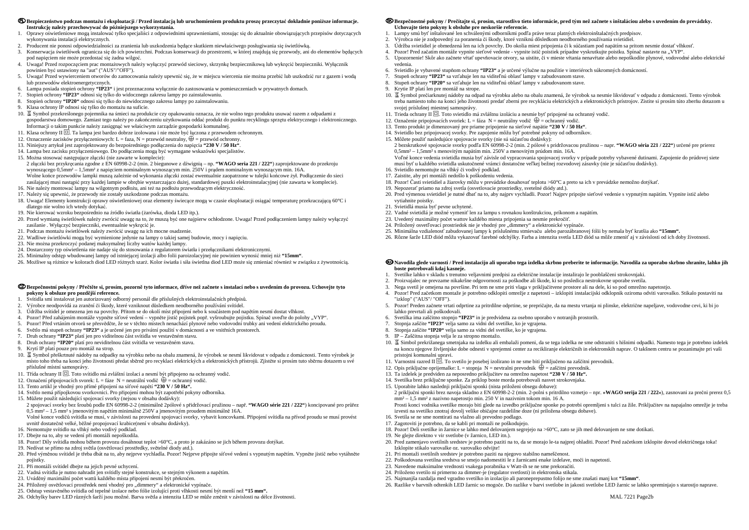**PL Bezpieczeństwo podczas montażu i eksploatacji / Przed instalacją lub uruchomieniem produktu proszę przeczytać dokładnie poniższe informacje. Instrukcję należy przechowywać do późniejszego wykorzystania.**

1. Oprawy oświetleniowe mogą instalować tylko specjaliści z odpowiednimi uprawnieniami, stosując się do aktualnie obowiązujących przepisów dotyczących wykonywania instalacji elektrycznych.
2. Producent nie ponosi odpowiedzialności za zranienia lub uszkodzenia będące skutkiem niewłaściwego posługiwania się świetlówką.
3. Konserwacja świetlówek ogranicza się do ich powierzchni. Podczas konserwacji do przestrzeni, w której znajdują się przewody, ani do elementów będących pod napięciem nie może przedostać się żadna wilgoć.
4. Uwaga! Przed rozpoczęciem prac montażowych należy wyłączyć przewód sieciowy, skrzynkę bezpiecznikową lub wykręcić bezpieczniki. Wyłącznik powinien być ustawiony na "aut" ("AUS"/"OFF").
5. Uwaga! Przed wywierceniem otworów do zamocowania należy upewnić się, że w miejscu wiercenia nie można przebić lub uszkodzić rur z gazem i wodą lub przewodów elektroenergetycznych.
6. Lampa posiada stopień ochrony **"IP23"** i jest przeznaczona wyłącznie do zastosowania w pomieszczeniach w prywatnych domach.
7. Stopień ochrony **"IP23"** odnosi się tylko do widocznego zakresu lampy po zainstalowaniu.
8. Stopień ochrony **"IP20"** odnosi się tylko do niewidocznego zakresu lampy po zainstalowaniu.
9. Klasa ochrony IP odnosi się tylko do montażu na suficie.
10. Symbol przekreślonego pojemnika na śmieci na produkcie czy opakowaniu oznacza, że nie wolno tego produktu usuwać razem z odpadami z gospodarstwa domowego. Zamiast tego należy po zakończeniu użytkowania oddać produkt do punktu recyklingu sprzętu elektrycznego i elektronicznego. Informacji o takim punkcie należy zasięgnąć we właściwym zarządzie gospodarki komunalnej.
11. Klasa ochrony II. Ta lampa jest bardzo dobrze izolowana i nie może być łączona z przewodem ochronnym.
12. Oznaczenie zacisków przyłączeniowych: L = faza, N = przewód neutralny, ⏚ = przewód ochronny.
13. Niniejszy artykuł jest zaprojektowany do bezpośredniego podłączenia do napięcia **"230 V / 50 Hz"**.
14. Lampa bez zacisku przyłączeniowego. Do podłączenia mogą być wymagane wskazówki specjalistów.
15. Można stosować następujące złączki (nie zawarte w komplecie):
    2 złączki bez przykręcania zgodne z EN 60998-2-2 (min. 2 biegunowe z dźwignią – np. **"WAGO seria 221 / 222"**) zaprojektowane do przekroju wynoszącego 0,5mm² – 1,5mm² z napięciem nominalnym wynoszącym min. 250V i prądem nominalnym wynoszącym min. 16A.
    Wolne końce przewodów lampki muszą zależnie od wykonania złączki zostać ewentualnie zaopatrzone w tulejki końcowe żył. Podłączenie do sieci zasilającej musi nastąpić przy każdej lampie w obrębie wystarczająco dużej, standardowej puszki elektroinstalacyjnej (nie zawarta w komplecie).
16. Nie należy montować lampy na wilgotnym podłożu, ani też na podłożu przewodzącym elektryczność.
17. Należy się upewnić, że przewody nie zostały uszkodzone podczas montażu.
18. Uwaga! Elementy konstrukcji oprawy oświetleniowej oraz elementy świecące mogą w czasie eksploatacji osiągać temperaturę przekraczającą 60°C i dlatego nie wolno ich wtedy dotykać.
19. Nie kierować wzroku bezpośrednio na źródło światła (żarówka, dioda LED itp.).
20. Przed wymianą świetlówek należy zwrócić uwagę na to, że muszą być one najpierw ochłodzone. Uwaga! Przed podłączeniem lampy należy wyłączyć zasilanie . Wyłączyć bezpieczniki, ewentualnie wykręcić je.
21. Podczas montażu świetlówek należy zwrócić uwagę na ich mocne osadzenie.
22. Wadliwe świetlówki mogą być wymienione jedynie na lampy o takiej samej budowie, mocy i napięciu.
23. Nie można przekroczyć podanej maksymalnej liczby watów każdej lampy.
24. Dostarczony typ oświetlenia nie nadaje się do stosowania z regulatorem światła i przełącznikami elektronicznymi.
25. Minimalny odstęp wbudowanej lampy od istniejącej izolacji albo folii paroizolacyjnej nie powinien wynosić mniej niż **"15mm"**.
26. Możliwe są różnice w kolorach diod LED różnych szarż. Kolor światła i siła świetlna diod LED może się zmieniać również w związku z żywotnością.

**CZ Bezpečnostní pokyny / Přečtěte si, prosím, pozorně tyto informace, dříve než začnete s instalací nebo s uvedením do provozu. Uchovejte tyto pokyny k obsluze pro pozdější použití.**

1. Svítidla smí instalovat jen autorizovaný odborný personál dle příslušných elektroinstalačních předpisů.
2. Výrobce neodpovídá za zranění či škody, které vzniknou důsledkem neodborného používání svítidel.
3. Údržba svítidel je omezena jen na povrchy. Přitom se do okolí míst připojení nebo k součástem pod napětím nesmí dostat vlhkost.
4. Pozor! Před zahájením montáže vypněte síťové vedení – vypněte jistič pojistek popř. vyšroubujte pojistku. Spínač uveďte do polohy „VYP".
5. Pozor! Před vrtáním otvorů se přesvědčte, že se v těchto místech nenachází plynové nebo vodovodní trubky ani vedení elektrického proudu.
6. Světlo má stupeň ochrany **"IP23"** a je určené jen pro privátní použití v domácnosti a ve vnitřních prostorech.
7. Druh ochrany **"IP23"** platí jen pro viditelnou část svítidla ve vestavěném stavu.
8. Druh ochrany **"IP20"** platí pro neviditelnou část svítidla ve vestavěném stavu.
9. Krytí IP platí pouze pro montáž na strop.
10. Symbol přeškrtnuté nádoby na odpadky na výrobku nebo na obalu znamená, že výrobek se nesmí likvidovat v odpadu z domácnosti. Tento výrobek je místo toho třeba na konci jeho životnosti předat sběrně pro recyklaci elektrických a elektronických přístrojů. Zjistěte si prosím tuto sběrnu dotazem u své příslušné místní samosprávy.
11. Třída ochrany II. Toto svítidlo má zvláštní izolaci a nesmí být připojeno na ochranný vodič.
12. Označení připojovacích svorek: L = fáze N = neutrální vodič ⏚ = ochranný vodič.
13. Tento artikl je vhodný pro přímé připojení na síťové napětí **"230 V / 50 Hz"**.
14. Světlo nemá přípojkovou svorkovnici. Pro připojení mohou být zapotřebí pokyny odborníka.
15. Můžete použít následující spojovací svorky (nejsou v obsahu dodávky):
    2 spojovací svorky bez šroubů podle EN 60998-2-2 (minimálně 2pólové s přidržovací pružinou – např. **"WAGO série 221 / 222"**) koncipované pro průřez 0,5 mm² – 1,5 mm² s jmenovitým napětím minimálně 250V a jmenovitým proudem minimálně 16A.
    Volné konce vodičů svítidla se musí, v závislosti na provedení spojovací svorky, vybavit koncovkami. Připojení svítidla na přívod proudu se musí provést uvnitř dostatečně velké, běžné propojovací krabice(není v obsahu dodávky).
16. Nemontujte svítidlo na vlhký nebo vodivý podklad.
17. Dbejte na to, aby se vedení při montáži nepoškodila.
18. Pozor! Díly svítidla mohou během provozu dosáhnout teplot >60°C, a proto je zakázáno se jich během provozu dotýkat.
19. Nedívat se přímo na zdroj světla (osvětlovací prostředky, světelné diody atd.).
20. Před výměnou svítidel je třeba dbát na to, aby nejprve vychladla. Pozor! Nejprve připojte síťové vedení s vypnutým napětím. Vypněte jistič nebo vytáhněte pojistky.
21. Při montáži svítidel dbejte na jejich pevné uchycení.
22. Vadná svítidla je nutno nahradit jen svítidly stejné konstrukce, se stejným výkonem a napětím.
23. Uváděný maximální počet wattů každého místa připojení nesmí být překročen.
24. Přiložený osvětlovací prostředek není vhodný pro „dimmery" a elektronické vypínače.
25. Odstup vestavěného svítidla od tepelné izolace nebo fólie izolující proti vlhkosti nesmí být menší než **"15 mm"**.
26. Odchylky barev LED různých šarží jsou možné. Barva světla a intenzita LED se může změnit v závislosti na délce životnosti.

**SK Bezpečnostné pokyny / Prečítajte si, prosím, starostlivo tieto informácie, pred tým než začnete s inštaláciou alebo s uvedením do prevádzky. Uchovajte tieto pokyny k obsluhe pre neskoršie referencie.**

1. Lampy smú byť inštalované len schválenými odborníkmi podľa práve teraz platných elektroinštalačných predpisov.
2. Výrobca nie je zodpovedný za poranenia či škody, ktoré vzniknú dôsledkom neodborného používania svietidiel.
3. Údržba svietidiel je obmedzená len na ich povrchy. Do okolia miest pripojenia či k súčastiam pod napätím sa pritom nesmie dostať vlhkosť.
4. Pozor! Pred začatím montáže vypnite sieťové vedenie - vypnite istič poistiek prípadne vyskrutkujte poistku. Spínač nastavte na „VYP".
5. Upozornenie! Skôr ako začnete vŕtať upevňovacie otvory, sa uistite, či v mieste vŕtania nenavŕtate alebo nepoškodíte plynové, vodovodné alebo elektrické vedenia.
6. Svietidlo je vybavené stupňom ochrany **"IP23"** a je určené výlučne na použitie v interiéroch súkromných domácností.
7. Stupeň ochrany **"IP23"** sa vzťahuje len na viditeľnú oblasť lampy v zabudovanom stave.
8. Stupeň ochrany **"IP20"** sa vzťahuje len na viditeľnú oblasť lampy v zabudovanom stave.
9. Krytie IP platí len pre montáž na strope.
10. Symbol prečiarknutej nádoby na odpad na výrobku alebo na obalu znamená, že výrobok sa nesmie likvidovať v odpadu z domácnosti. Tento výrobok treba namiesto toho na konci jeho životnosti predať zberni pre recykláciu elektrických a elektronických prístrojov. Zistite si prosím túto zberňu dotazom u svojej príslušnej miestnej samosprávy.
11. Trieda ochrany II. Toto svietidlo má zvláštnu izoláciu a nesmie byť pripojené na ochranný vodič.
12. Označenie pripojovacích svoriek: L = fáza N = neutrálny vodič ⏚ = ochranný vodič.
13. Tento produkt je dimenzovaný pre priame pripojenie na sieťové napätie **"230 V / 50 Hz"**.
14. Svietidlo bez pripojovacej svorky. Pre zapojenie môžu byť potrebné pokyny od odborníkov.
15. Môžete použiť nasledujúce spojovacie svorky (nie sú súčasťou dodávky):
    2 bezskrutkové spojovacie svorky podľa EN 60998-2-2 (min. 2 pólové s pridržovacou pružinou – napr. **"WAGO séria 221 / 222"**) určené pre prierez 0,5mm² – 1,5mm² s menovitým napätím min. 250V a menovitým prúdom min. 16A.
    Voľné konce vedenia svietidla musia byť závislé od vypracovania spojovacej svorky v prípade potreby vybavené dutinami. Zapojenie do prúdovej siete musí byť u každého svietidla uskutočnené v rámci dostatočne veľkej bežnej rozvodovej zásuvky (nie je súčasťou dodávky).
16. Svietidlo nemontujte na vlhký či vodivý podklad.
17. Zaistite, aby pri montáži nedošlo k poškodeniu vedenia.
18. Pozor! Časti svietidiel a žiarovky môžu v prevádzke dosahovať teplotu >60°C a preto sa ich v prevádzke nemožno dotýkať.
19. Nepozerať priamo na zdroj svetla (osvetlovacie prostriedky, svetelné diódy atd.).
20. Pred výmenou svietidiel je nutné dbať na to, aby najprv vychladli. Pozor! Najprv pripojte sieťové vedenie s vypnutým napätím. Vypnite istič alebo vytiahnite poistky.
21. Svietidlá musia byť pevne uchytené.
22. Vadné svietidlá je možné vymeniť len za lampu s rovnakou konštrukciou, príkonom a napätím.
23. Uvedený maximálny počet wattov každého miesta pripojenia sa nesmie prekročiť.
24. Priložený osvetľovací prostriedok nie je vhodný pre „dimmery" a elektronické vypínače.
25. Minimálna vzdialenosť zabudovanej lampy k príslušnému stmievaču alebo parozábranovej fólii by nemala byť kratšia ako **"15mm"**.
26. Rôzne šarže LED diód môžu vykazovať farebné odchýlky. Farba a intenzita svetla LED diód sa môže zmeniť aj v závislosti od ich doby životnosti.

**SLO Navodila glede varnosti / Pred instalacijo ali uporabo tega izdelka skrbno preberite te informacije. Navodila za uporabo skrbno shranite, lahko jih boste potrebovali kdaj kasneje.**

1. Svetilke lahko v skladu s trenutno veljavnimi predpisi za električne instalacije instalirajo le pooblaščeni strokovnjaki.
2. Proizvajalec ne prevzame nikakršne odgovornosti za poškodbe ali škode, ki so posledica nestrokovne uporabe svetila.
3. Nega svetil je omejena na površine. Pri tem ne sme priti vlaga v priključitvene prostore ali na dele, ki so pod omrežno napetostjo.
4. Pozor! Pred začetkom montaže je potrebno odklopiti omrežje z napetostmi – izklopiti instalacijski odklopnik oziroma odviti varovalko. Stikalo postaviti na "izklop" ("AUS"/ "OFF").
5. Pozor! Preden začnete vrtati odprtine za pritrdilne odprtine, se prepričajte, da na mestu vrtanja ni plinske, električne napeljave, vodovodne cevi, ki bi jo lahko prevrtali ali poškodovali.
6. Svetilka ima zaščitno stopnjo **"IP23"** in je predvidena za osebno uporabo v notranjih prostorih.
7. Stopnja zaščite **"IP23"** velja samo za vidni del svetilke, ko je vgrajena.
8. Stopnja zaščite **"IP20"** velja samo za vidni del svetilke, ko je vgrajena.
9. IP – Zaščitna stopnja velja le za stropno montažo.
10. Simbol prekrižanega smetnjaka na izdelku ali embalaži pomeni, da se tega izdelka ne sme odstraniti s hišnimi odpadki. Namesto tega je potrebno izdelek na koncu njegove življenjske dobe odnesti v sprejemni center za recikliranje električnih in elektronskih naprav. O takšnem centru se pozanimajte pri vaši pristojni komunalni upravi.
11. Varnostni razred II. To svetilo je posebej izolirano in ne sme biti priključeno na zaščitni prevodnik.
12. Opis priključne oprijemalke: L = stopnja N = nevtralni prevodnik ⏚ = zaščitni prevodnik.
13. Ta izdelek je predviden za neposredno priključitev na omrežno napetost **"230 V / 50 Hz"**.
14. Svetilka brez priključne sponke. Za priklop boste morda potrebovali nasvet strokovnjaka.
15. Uporabite lahko naslednji priključni sponki (nista priloženi obsegu dobave):
    2 priključni sponki brez navoja skladno z EN 60998-2-2 (min. 2-polni s pritrdilno vzmetjo – npr. **»WAGO serija 221 / 222«**), zasnovani za prečni prerez 0,5 mm² – 1,5 mm² z nazivno napetostjo min. 250 V in nazivnim tokom min. 16 A.
    Prosti konci vodnika svetilke morajo biti glede na izvedbo priključne sponke po potrebi opremljeni s tulci za žile. Priključitev na napajalno omrežje je treba izvesti na svetilko znotraj dovolj velike običajne razdelilne doze (ni priložena obsegu dobave).
16. Svetila se ne sme nomtirati na vlažno ali prevodno podlago.
17. Zagotoviti je potrebno, da se kabli pri montaži ne poškodujejo.
18. Pozor! Deli svetilke in žarnice se lahko med delovanjem segrejejo na >60°C, zato se jih med delovanjem ne sme dotikati.
19. Ne glejte direktno v vir svetlobe (v žarnico, LED itn.).
20. Pred zamenjavo svetilnih sredstev je potrebno paziti na to, da se morajo le-ta najprej ohladiti. Pozor! Pred začetkom izklopite dovod električnega toka! Izklopite stikala varovalke oz. varovalko odvijte!
21. Pri montaži svetilnih sredstev je potrebno paziti na njegovo stabilno nameščenost.
22. Poškodovana svetilna sredstva se smejo nadomestiti le z žarnicami enake izdelave, moči in napetosti.
23. Navedene maksimalne vrednosti vsakega porabnika v Watt-ih se ne sme prekoračiti.
24. Priloženo svetilo ni primerno za dimmer-je (regulator svetlosti) in elektronska stikala.
25. Najmanjša razdalja med vgradno svetilko in izolacijo ali paronepropustno folijo ne sme znašati manj kot **"15mm"**.
26. Razlike v barvnih odtenkih LED žarnic so mogoče. Do razlike v barvi svetlobe in jakosti svetlobe LED žarnic se lahko spreminjajo s starostjo naprave.

MAL 7221 Page2b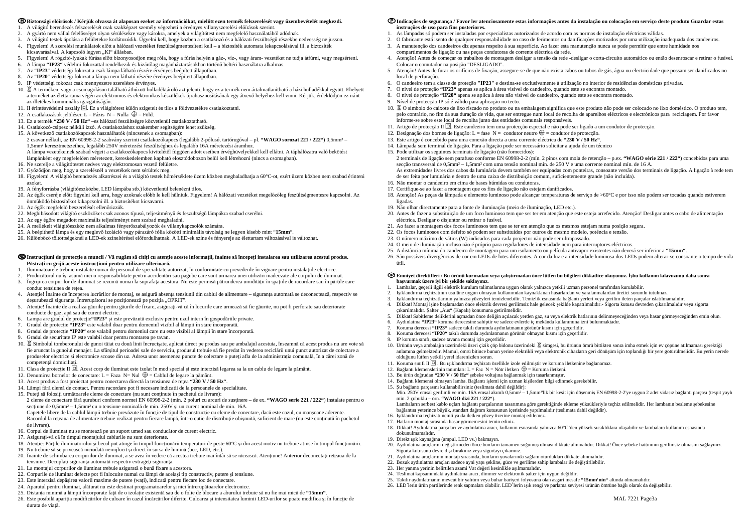**H Biztonsági előírások / Kérjük olvassa át alaposan ezeket az információkat, mielőtt ezen termék felszerelését vagy üzembevételét megkezdi.**

1. A világító berendezés felszerelését csak szakképzet személy végezheti a érvényes villanyszerelési előírások szerint.
2. A gyártó nem vállal felelősséget olyan sérülésekre vagy károkra, amelyek a világítótest nem megfelelő használatából adódnak.
3. A világító testek ápolása a felületekre korlátozódik. Ügyelni kell, hogy közben a csatlakozó és a hálózati feszültségű részekbe nedvesség ne jusson.
4. Figyelem! A szerelési munkálatok előtt a hálózati vezetéket feszültségmentesíteni kell – a biztosíték automata lekapcsolásával ill. a biztosíték kicsavarásával. A kapcsoló legyen „KI" állásban.
5. Figyelem! A rögzítő-lyukak fúrása előtt bizonyosodjon meg róla, hogy a fúrás helyén a gáz-, víz-, vagy áram- vezetéket ne tudja átfúrni, vagy megsérteni.
6. A lámpa **"IP23"** védelmi fokozattal rendelkezik és kizárólag magánháztartásokban történő beltéri használatra alkalmas.
7. Az "**IP23**" védettségi fokozat a csak lámpa látható részére érvényes beépített állapotban.
8. Az "**IP20**" védettségi fokozat a lámpa nem látható részére érvényes beépített állapotban.
9. IP védettségi fokozat csak mennyezetre szerelésre érvényes.
10. A terméken, vagy a csomagoláson található áthúzott hulladéktároló azt jelenti, hogy ez a termék nem ártalmatlanítható a házi hulladékkal együtt. Ehelyett a terméket az élettartama végén az elektromos és elektronikus készülékek újrahasznosításának egy átvevő helyére kell vinni. Kérjük, érdeklődjön ez iránt az illetékes kommunális igazgatóságán.
11. II érintésvédelmi osztály ▣. Ez a világítótest külön szigetelt és tilos a földvezetékre csatlakoztatni.
12. A csatlakozások jelölései: L = Fázis N = Nulla ⏚ = Föld.
13. Ez a termék **"230 V / 50 Hz"** –es hálózati feszültségre közvetlenül csatlakoztatható.
14. Csatlakozó-csipesz nélküli izzó. A csatlakozáshoz szakember segítségére lehet szükség.
15. A következő csatlakozókapcsok használhatók (nincsenek a csomagban):
    2 csavar nélküli, az EN 60998-2-2 szabvány szerinti csatlakozókapocs (legalább 2-pólusú, tartórugóval – pl. **"WAGO sorozat 221 / 222"**) 0,5mm² – 1,5mm² keresztmetszethez, legalább 250V méretezési feszültséghez és legalább 16A méretezési áramhoz.
    A lámpa vezetékeinek szabad végeit a csatlakozókapcsok kivitelétől függően adott esetben érvéghüvelyekkel kell ellátni. A táphálózatra való bekötést lámpánként egy megfelelően méretezett, kereskedelemben kapható elosztódobozon belül kell létrehozni (nincs a csomagban).
16. Ne szerelje a világítótestet nedves vagy elektromosan vezető felületre.
17. Győződjön meg, hogy a szerelésnél a vezetékek nem sérültek meg.
18. Figyelem! A világító berendezés alkatrészei és a világító testek hőmérséklete üzem közben meghaladhatja a 60°C-ot, ezért üzem közben nem szabad érinteni azokat.
19. A fényforrásba (világítóeszközbe, LED lámpába stb.) közvetlenül belenézni tilos.
20. Az égők cseréje előtt figyelni kell arra, hogy azoknak előbb le kell hűlniük. Figyelem! A hálózati vezetéket megelőzőleg feszültségmentesre kapcsolni. Az önműködő biztosítékot kikapcsolni ill. a biztosítékot kicsavarni.
21. Az égők megfelelő beszerelését ellenőrizzük.
22. Meghibásodott világító eszközöket csak azonos típusú, teljesítményű és feszültségű lámpákra szabad cserélni.
23. Az egy égőre megadott maximális teljesítményt nem szabad meghaladni.
24. A mellékelt világítóeszköz nem alkalmas fényerőszabályozók és villanykapcsolók számára.
25. A beépíthető lámpa és egy meglevő izoláció vagy párazáró fólia közötti minimális távolság ne legyen kisebb mint "**15mm**".
26. Különböző töltöttségeknél a LED-ek színeltérései előfordulhatnak. A LED-ek színe és fényereje az élettartam változásával is változhat.

**RO Instrucţiuni de protecţie a muncii / Vă rugăm să citiţi cu atenţie aceste informaţii, înainte să începeţi instalarea sau utilizarea acestui produs. Păstraţi cu grijă aceste instrucţiuni pentru utilizare ulterioară.**

1. Iluminatoarele trebuie instalate numai de personal de specialitate autorizat, în conformitate cu prevederile în vigoare pentru instalaţiile electrice.
2. Producătorul nu îşi asumă nici o responsabilitate pentru accidentări sau pagube care sunt urmarea unei utilizări inadecvate ale corpului de iluminat.
3. Îngrijirea corpurilor de iluminat se rezumă numai la suprafaţa acestora. Nu este permisă pătrunderea umidităţii în spaţiile de racordare sau în părţile care conduc tensiunea de reţea.
4. Atenţie! Înainte de începerea lucrărilor de montaj, se asigură absenţa tensiunii din cablul de alimentare – siguranţa automată se deconectează, respectiv se deşurubează siguranţa. Întrerupătorul se poziţionează pe poziţia „OPRIT".
5. Atenţie! Înainte de a realiza găurile pentru găurile de fixare, asiguraţi-vă că în locurile care urmează să fie găurite, nu pot fi perforate sau deteriorate conducte de gaz, apă sau de curent electric.
6. Lampa are gradul de protecţie**"IP23"** şi este prevăzută exclusiv pentru uzul intern în gospodăriile private.
7. Gradul de protecţie **"IP23"** este valabil doar pentru domeniul vizibil al lămpii în stare încorporată.
8. Gradul de protecţie **"IP20"** este valabil pentru domeniul care nu este vizibil al lămpii în stare încorporată.
9. Gradul de securitate IP este valabil doar pentru montarea pe tavan.
10. Simbolul tomberonului de gunoi tăiat cu două linii încrucişate, aplicat direct pe produs sau pe ambalajul acestuia, înseamnă că acest produs nu are voie să fie aruncat la gunoiul menajer. La sfârşitul perioadei sale de serviciu, produsul trebuie să fie predat în vederea reciclării unui punct autorizat de colectare a produselor electrice si electronice scoase din uz. Adresa unor asemenea puncte de colectare o puteţi afla de la administraţia comunală, în a cărei zonă de competenţă domiciliaţi.
11. Clasa de protecţie II ▣. Acest corp de iluminat este izolat în mod special şi este interzisă legarea sa la un cablu de legare la pământ.
12. Denumirea bornelor de conectare: L = Faza N= Nul ⏚ = Cablul de legare la pământ.
13. Acest produs a fost proiectat pentru conectarea directă la tensiunea de reţea **"230 V / 50 Hz"**.
14. Lămpi fără clemă de contact. Pentru racordare pot fi necesare indicaţii de la persoanele de specialitate.
15. Puteţi să folosiţi următoarele cleme de conectare (nu sunt conţinute în pachetul de livrare):
    2 cleme de conectare fără şuruburi conform normei EN 60998-2-2 (min. 2 poluri cu arcuri de susţinere – de ex. **"WAGO serie 221 / 222"**) instalate pentru o secţiune de 0,5mm² – 1,5mm² cu o tensiune nominală de min. 250V şi un curent nominal de min. 16A.
    Capetele libere de la cablul lămpii trebuie prevăzute în funcţie de tipul de construcţie cu cleme de conectare, dacă este cazul, cu manşoane aderente. Racordul la reţeaua de alimentare trebuie realizat pentru fiecare lampă, într-o cutie de distribuţie obişnuită, suficient de mare (nu este conţinută în pachetul de livrare).
16. Corpul de iluminat nu se montează pe un suport umed sau conducător de curent electric.
17. Asiguraţi-vă că în timpul montajului cablurile nu sunt deteriorate.
18. Atenţie: Părţile iluminatorului şi becul pot atinge în timpul funcţionării temperaturi de peste 60°C şi din acest motiv nu trebuie atinse în timpul funcţionării.
19. Nu trebuie să se privească niciodată nemijlocit şi direct în sursa de lumină (bec, LED, etc.).
20. Înainte de schimbarea corpurilor de iluminat, a se avea în vedere că acestea trebuie mai întâi să se răcească. Atenţiune! Anterior deconectaţi reţeaua de la tensiune. Decuplaţi siguranţa automată respectiv extrageţi siguranţa.
21. La montajul corpurilor de iluminat trebuie asigurată o bună fixare a acestora.
22. Corpurile de iluminat defecte pot fi înlocuite numai cu lămpi de acelaşi tip constructiv, putere şi tensiune.
23. Este interzisă depăşirea valorii maxime de putere (waţi), indicată pentru fiecare loc de conectare.
24. Aparatul pentru iluminat, alăturat nu este destinat programatoarelor şi nici întrerupătoarelor electronice.
25. Distanţa minimă a lămpii încorporate faţă de o izolaţie existentă sau de o folie de blocare a aburului trebuie să nu fie mai mică de **"15mm"**.
26. Este posibilă apariţia modificărilor de culoare în cazul încărcărilor diferite. Culoarea şi intensitatea luminii LED-urilor se poate modifica şi în funcţie de durata de viaţă.

**P Indicações de segurança / Favor ler atenciosamente estas informações antes da instalação ou colocação em serviço deste produto Guardar estas instruções de uso para fins posteriores.**

1. As lâmpadas só podem ser instaladas por especialistas autorizados de acordo com as normas de instalação eléctricas válidas.
2. O fabricante está isento de qualquer responsabilidade no caso de ferimentos ou danificações motivados por uma utilização inadequada dos candeeiros.
3. A manutenção dos candeeiros diz apenas respeito à sua superfície. Ao fazer esta manutenção nunca se pode permitir que entre humidade nos compartimentos de ligação ou nas peças condutoras de corrente eléctrica da rede.
4. Atenção! Antes de começar os trabalhos de montagem desligar a tensão da rede -desligar o corta-circuito automático ou então desenroscar e retirar o fusível. Colocar o comutador na posição "DESLIGADO".
5. Atenção! Antes de furar os orifícios de fixação, assegure-se de que não exista cabos ou tubos de gás, água ou electricidade que possam ser danificados no local de perfuração.
6. O candeeiro tem a classe de proteção "**IP23**" e destina-se exclusivamente à utilização no interior de residências domésticas privadas.
7. O nível de proteção **"IP23"** apenas se aplica à área visível do candeeiro, quando este se encontra montado.
8. O nível de proteção **"IP20"** apenas se aplica à área não visível do candeeiro, quando este se encontra montado.
9. Nível de protecção IP só é válido para aplicação no tecto.
10. O símbolo do caixote de lixo riscado no produto ou na embalagem significa que este produto não pode ser colocado no lixo doméstico. O produto tem, pelo contrário, no fim da sua duração de vida, que ser entregue num local de recolha de aparelhos eléctricos e electrónicos para reciclagem. Por favor informe-se sobre este local de recolha junto das entidades comunais responsáveis.
11. Artigo de protecção II ▣. Este candeeiro tem uma protecção especial e não pode ser ligado a um condutor de protecção.
12. Designação dos bornes de ligação: L = fase N = condutor neutro ⏚ = condutor de protecção.
13. Este artigo é concebido para uma conexão directa a uma corrente eléctrica de **"230 V / 50 Hz"**.
14. Lâmpada sem terminal de ligação. Para a ligação pode ser necessário solicitar a ajuda de um técnico
15. Pode utilizar os seguintes terminais de ligação (não fornecidos):
    2 terminais de ligação sem parafuso conforme EN 60998-2-2 (mín. 2 pinos com mola de retenção – p.ex. **"WAGO série 221 / 222"**) concebidos para uma secção transversal de 0,5mm² – 1,5mm² com uma tensão nominal mín. de 250 V e uma corrente nominal mín. de 16 A.
    As extremidades livres dos cabos da luminária devem também ser equipadas com ponteiras, consoante versão dos terminais de ligação. A ligação à rede tem de ser feita por luminária e dentro de uma caixa de distribuição comum, suficientemente grande (não incluída).
16. Não montar o candeeiro em cima de bases húmidas ou condutoras.
17. Certifique-se ao fazer a montagem que os fios de ligação não estejam danificados.
18. Atenção! As peças da lâmpada e elemento luminoso pode alcançar temperaturas de serviço de >60°C e por isso não podem ser tocadas quando estiverem ligadas.
19. Não olhar directamente para a fonte de iluminação (meio de iluminação, LED etc.).
20. Antes de fazer a substituição de um foco luminoso tem que ser ter em atenção que este esteja arrefecido. Atenção! Desligar antes o cabo de alimentação eléctrica. Desligar o disjuntor ou retirar o fusível.
21. Ao fazer a montagem dos focos luminosos tem que se ter em atenção que os mesmos estejam numa posição segura.
22. Os focos luminosos com defeito só podem ser substituídos por outros do mesmo modelo, potência e tensão.
23. O número máximo de vátios (W) indicados para cada projector não pode ser ultrapassado.
24. O meio de iluminação incluso não é próprio para reguladores de intensidade nem para interruptores eléctricos.
25. A distância mínima do candeeiro de montagem para um isolamento ou película antivapor existentes não deverá ser inferior a **"15mm"**.
26. São possíveis divergências de cor em LEDs de lotes diferentes. A cor da luz e a intensidade luminosa dos LEDs podem alterar-se consoante o tempo de vida útil.

**TR Emniyet direktifleri / Bu ürünü kurmadan veya çalıştırmadan önce lütfen bu bilgileri dikkatlice okuyunuz. İşbu kullanım kılavuzunu daha sonra başvurmak üzere iyi bir şekilde saklayınız.**

1. Lambalar, geçerli ilgili elektrik kurulum talimatlarına uygun olarak yalnızca yetkili uzman personel tarafından kurulabilir.
2. Işıklandırma teçhizatının usulüne uygun olmayan kullanımdan kaynaklanan hasarlardan ve yaralanmalardan üretici sorumlu tutulmaz.
3. Işıklandırma teçhizatlarının yalnızca yüzeyleri temizlenebilir. Temizlik esnasında bağlantı yerleri veya gerilim ileten parçalar ıslatılmamalıdır.
4. Dikkat! Montaj işine başlamadan önce elektrik devresi gerilimsiz hale gelecek şekilde kapatılmalıdır.- Sigorta kutusu devreden çıkarılmalıdır veya sigorta çıkarılmalıdır. Şalter „Aus" (Kapalı) konumuna getirilmelidir.
5. Dikkat! Sabitleme deliklerini açmadan önce deliğin açılacak yerden gaz, su veya elektrik hatlarının delinmeyeceğinden veya hasar görmeyeceğinden emin olun.
6. Aydınlatma **"IP23"** koruma derecesine sahiptir ve sadece evlerde iç mekânda kullanımına izni bulunmaktadır.
7. Koruma derecesi **"IP23"** sadece takılı durumda aydınlatmanın görünür kısmı için geçerlidir.
8. Koruma derecesi **"IP20"** takılı durumda aydınlatmanın görünür olmayan kısmı için geçerlidir.
9. IP koruma sınıfı, sadece tavana montaj için geçerlidir.
10. Ürünün veya ambalajın üzerindeki üzeri çizik çöp bidonu üzerindeki simgesi, bu ürünün ömrü bittikten sonra imha etmek için ev çöpüne atılmaması gerektiği anlamına gelmektedir. Mamul, ömrü bitince bunun yerine elektrikli veya elektronik cihazların geri dönüşüm için toplandığı bir yere götürülmelidir. Bu yerin nerede olduğunu lütfen yetkili yerel idarenizden sorun.
11. Koruma sınıfı II ▣. Bu ışıklandırma teçhizatı özellikle izole edilmiştir ve koruma iletkenine bağlanamaz.
12. Bağlantı klemenslerinin tanımları: L = Faz N = Nötr iletken ⏚ = Koruma iletkeni.
13. Bu ürün doğrudan **"230 V / 50 Hz"** şebeke voltajına bağlanmak için tasarlanmıştır.
14. Bağlantı klemensi olmayan lamba. Bağlantı işlemi için uzman kişilerden bilgi edinmek gerekebilir.
15. Şu bağlantı parçasını kullanabilirsiniz (teslimata dahil değildir):
    Min. 250V emsal gerilimli ve min. 16A emsal akımlı 0,5mm² – 1,5mm²lik bir kesit için döşenmiş EN 60998-2-2'ye uygun 2 adet vidasız bağlantı parçası (tespit yaylı min. 2 çubuklu – örn. **"WAGO dizi 221 / 222"**).
    Lambaların serbest kablo uçları bağlantı parçalarının tasarımına göre gerektiğinde ekleme yüksükleriyle teçhiz edilmelidir. Her lambanın besleme şebekesine bağlantısı yeterince büyük, standart dağıtım kutusunun içerisinde yapılmalıdır (teslimata dahil değildir).
16. Işıklandırma teçhizatı nemli ya da iletken yüzey üzerine montaj edilemez.
17. Hatların montaj sırasında hasar görmemesini temin ediniz.
18. Dikkat! Aydınlatma parçaları ve aydınlatma aracı, kullanım esnasında yalnızca 60°C'den yüksek sıcaklıklara ulaşabilir ve lambalara kullanım esnasında dokunulmamalıdır.
19. Direkt ışık kaynağına (ampul, LED vs.) bakmayın.
20. Aydınlatma araçlarını değiştirmeden önce bunların tamamen soğumuş olması dikkate alınmalıdır. Dikkat! Önce şebeke hattının gerilimsiz olmasını sağlayınız. Sigorta kutusunu devre dışı bırakınız veya sigortayı çıkarınız.
21. Aydınlatma araçlarının montajı sırasında, bunların yuvalarında sağlam oturdukları dikkate alınmalıdır.
22. Bozuk aydınlatma araçları sadece aynı yapı şekline, güce ve gerilime sahip lambalar ile değiştirilebilir.
23. Her yanma yerinin belirtilen azami Vat değeri kesinlikle aşılmamalıdır.
24. Teslimat kapsamındaki aydınlatma aracı, dimmer ve elektronik şalter için uygun değildir.
25. Takılır aydınlatmanın mevcut bir yalıtım veya buhar bariyeri folyosuna olan asgari mesafe **"15mm'nin"** altında olmamalıdır.
26. LED´lerin ürün partilerinde renk sapmaları olabilir. LED´lerin ışık rengi ve parlama seviyesi ürünün ömrüne bağlı olarak da değişebilir.

MAL 7221 Page3a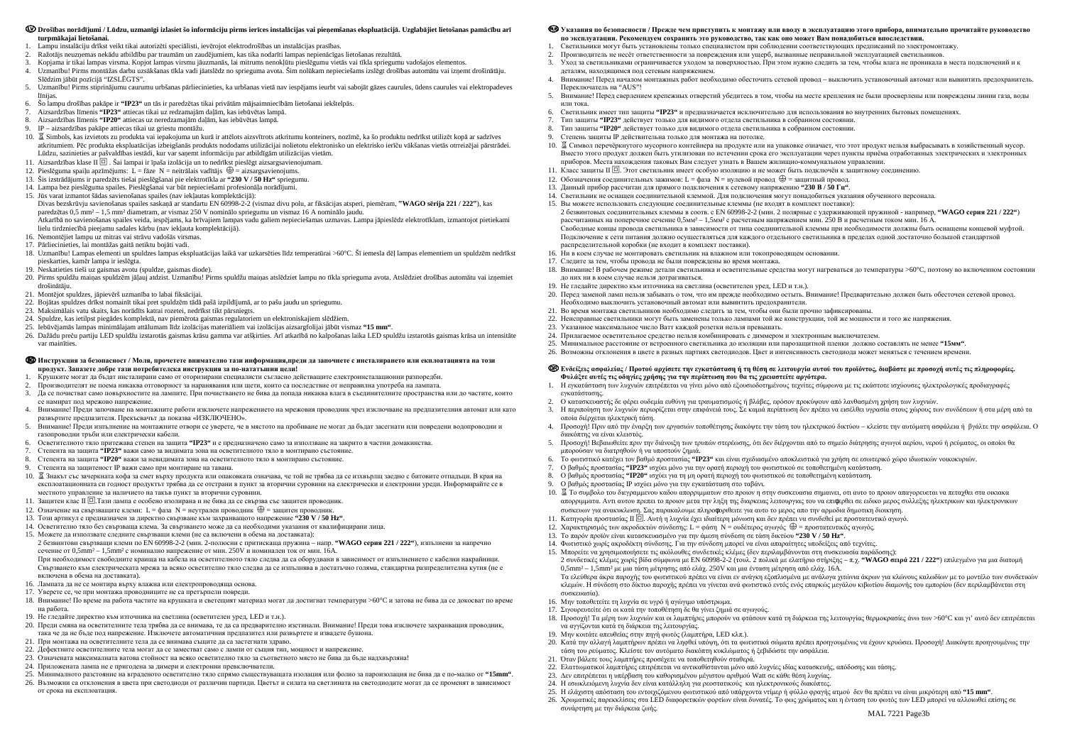**LV Drošības norādījumi / Lūdzu, uzmanīgi izlasiet šo informāciju pirms ierīces instalācijas vai pieņemšanas ekspluatācijā. Uzglabājiet lietošanas pamācību arī turpmākajai lietošanai.**

1. Lampu instalāciju drīkst veikt tikai autorizēti speciālisti, ievērojot elektrodrošības un instalācijas prasības.
2. Ražotājs neuzņemas nekādu atbildību par traumām un zaudējumiem, kas tika nodarīti lampas nepienācīgas lietošanas rezultātā.
3. Kopjama ir tikai lampas virsma. Kopjot lampas virsmu jāuzmanās, lai mitrums neokļūtu pieslēgumu vietās vai tīkla spriegumu vadošajos elementos.
4. Uzmanību! Pirms montāžas darbu uzsākšanas tīkla vadi jāatslēdz no sprieguma avota. Šim nolūkam nepieciešams izslēgt drošības automātu vai izņemt drošinātāju. Slēdzim jābūt pozīcijā "IZSLĒGTS".
5. Uzmanību! Pirms stiprinājumu caurumu urbšanas pārliecinieties, ka urbšanas vietā nav iespējams ieurbt vai sabojāt gāzes caurules, ūdens caurules vai elektropadeves līnijas.
6. Šo lampu drošības pakāpe ir **"IP23"** un tās ir paredzētas tikai privātām mājsaimniecībām lietošanai iekštelpās.
7. Aizsardzības līmenis **"IP23"** attiecas tikai uz redzamajām daļām, kas iebūvētas lampā.
8. Aizsardzības līmenis **"IP20"** attiecas uz neredzamajām daļām, kas iebūvētas lampā.
9. IP – aizsardzības pakāpe attiecas tikai uz griestu montāžu.
10. Simbols, kas izvietots zu produkta vai iepakojuma un kurā ir attēlots aizsvītrots atkritumu konteiners, nozīmē, ka šo produktu nedrīkst utilizēt kopā ar sadzīves atkritumiem. Pēc produkta ekspluatācijas izbeigšanās produkts nododams utilizācijai nolietotu elektronisko un elektrisko ierīču vākšanas vietās otreizējai pārstrādei. Lūdzu, sazinieties ar pašvaldības iestādi, kur var saņemt informāciju par atbildīgām utilizācijas vietām.
11. Aizsardzības klase II ▣ . Šai lampai ir īpaša izolācija un to nedrīkst pieslēgt aizsargsavienojumam.
12. Pieslēguma spaiļu apzīmējums: L = fāze N = neitrālais vadītājs ⏚ = aizsargsavienojums.
13. Šis izstrādājums ir paredzēts tiešai pieslēgšanai pie elektrotīkla ar **"230 V / 50 Hz"** spriegumu.
14. Lampa bez pieslēguma spailes. Pieslēgšanai var būt nepieciešami profesionāļa norādījumi.
15. Jūs varat izmantot šādas savienošanas spailes (nav iekļautas komplektācijā):
    Divas bezskrūvju savienošanas spailes saskaņā ar standartu EN 60998-2-2 (vismaz divu polu, ar fiksācijas atsperi, piemēram, **"WAGO sērija 221 / 222"**), kas paredzētas 0,5 mm² – 1,5 mm² diametram, ar vismaz 250 V nominālo spriegumu un vismaz 16 A nominālo jaudu.
    Atkarībā no savienošanas spailes veida, iespējams, ka brīvajiem lampas vadu galiem nepieciešams uzmavas. Lampa jāpieslēdz elektrotīklam, izmantojot pietiekami lielu tirdzniecībā pieejamu sadales kārbu (nav iekļauta komplektācijā).
16. Nemontējiet lampu uz mitras vai strāvu vadošas virsmas.
17. Pārliecinieties, lai montāžas gaitā netiktu bojāti vadi.
18. Uzmanību! Lampas elementi un spuldzes lampas ekspluatācijas laikā var uzkarsēties līdz temperatūrai >60°C. Šī iemesla dēļ lampas elementiem un spuldzēm nedrīkst pieskarties, kamēr lampa ir ieslēgta.
19. Neskatieties tieši uz gaismas avotu (spuldze, gaismas diode).
20. Pirms spuldžu maiņas spuldzēm jāļauj atdzist. Uzmanību! Pirms spuldžu maiņas atslēdziet lampu no tīkla sprieguma avota. Atslēdziet drošības automātu vai izņemiet drošinātāju.
21. Montējot spuldzes, jāpievērš uzmanība to labai fiksācijai.
22. Bojātas spuldzes drīkst nomainīt tikai pret spuldzēm tādā pašā izpildījumā, ar to pašu jaudu un spriegumu.
23. Maksimālais vatu skaits, kas norādīts katrai rozetei, nedrīkst tikt pārsniegts.
24. Spuldze, kas ietilpst piegādes komplektā, nav piemērota gaismas regulatoriem un elektroniskajiem slēdžiem.
25. Iebūvējamās lampas minimālajam attālumam līdz izolācijas materiāliem vai izolācijas aizsargfolijai jābūt vismaz **"15 mm"**.
26. Dažādu preču partiju LED spuldžu izstarotās gaismas krāsu gamma var atšķirties. Arī atkarībā no kalpošanas laika LED spuldžu izstarotās gaismas krāsa un intensitāte var mainīties.

**BG Инструкция за безопасност / Моля, прочетете внимателно тази информация,преди да започнете с инсталирането или експлоатацията на този продукт. Запазете добре тази потребителска инструкция за по-нататъшни цели!**

1. Крушките могат да бъдат инсталирани само от оторизирани специалисти съгласно действащите електроинсталационни разпоредби.
2. Производителят не поема никаква отговорност за наранявания или щети, които са последствие от неправилна употреба на лампата.
3. Да се почистват само повърхностите на лампите. При почистването не бива да попада никаква влага в съединителните пространства или до частите, които се намират под мрежово напрежение.
4. Внимание! Преди започване на монтажните работи изключете напрежението на мрежовия проводник чрез изключване на предпазителния автомат или като развъртите предпазителя. Прекъсвачът да показва «ИЗКЛЮЧЕНО».
5. Внимание! Преди изпълнение на монтажните отвори се уверете, че в мястото на пробиване не могат да бъдат засегнати или повредени водопроводни и газопроводни тръби или електрически кабели.
6. Осветителното тяло притежава степен на защита **"IP23"** и е предназначено само за използване на закрито в частни домакинства.
7. Степента на защита **"IP23"** важи само за видимата зона на осветителното тяло в монтирано състояние.
8. Степента на защита **"IP20"** важи за невидимата зона на осветителното тяло в монтирано състояние.
9. Степента на защитност IP важи само при монтиране на тавана.
10. Знакът със зачеркната кофа за смет върху продукта или опаковката означава, че той не трябва да се изхвърля заедно с битовите отпадъци. В края на експлоатационната си годност продуктът трябва да се отстрани в пункт за вторични суровини на електрически и електронни уреди. Информирайте се в местното управление за наличието на такъв пункт за вторични суровини.
11. Защитен клас II ▣.Тази лампа е особено изолирана и не бива да се свързва със защитен проводник.
12. Означение на свързващите клеми: L = фаза N = неутрален проводник ⏚ = защитен проводник.
13. Този артикул е предназначен за директно свързване към захранващото напрежение **"230 V / 50 Hz"**.
14. Осветително тяло без свързваща клема. За свързването може да са необходими указания от квалифицирани лица.
15. Можете да използвате следните свързващи клеми (не са включени в обема на доставката):
    2 безвинтови свързващи клеми по EN 60998-2-2 (мин. 2-полюсни с притискаща пружина – напр. **"WAGO серия 221 / 222"**), изпълнени за напречно сечение от 0,5mm² – 1,5mm² с номинално напрежение от мин. 250V и номинален ток от мин. 16A.
    При необходимост свободните краища на кабела на осветителното тяло следва да са оборудвани в зависимост от изпълнението с кабелни накрайници. Свързването към електрическата мрежа за всяко осветително тяло следва да се изпълнява в достатъчно голяма, стандартна разпределителна кутия (не е включена в обема на доставката).
16. Лампата да не се монтира върху влажна или електропроводяща основа.
17. Уверете се, че при монтажа проводниците не са претърпели повреди.
18. Внимание! По време на работа частите на крушката и светещият материал могат да достигнат температури >60°C и затова не бива да се докосват по време на работа.
19. Не гледайте директно към източника на светлина (осветителен уред, LED и т.н.).
20. При смяна на осветителните тела да се внимава, те да са предварително изстинали. Внимание! Преди това изключете захранващия проводник, така че да не бъде под напрежение. Изключете автоматичния предпазител или развъртете и извадете бушона.
21. При монтажа на осветителните тела да се внимава същите да са застегнати здраво.
22. Дефектните осветителните тела могат да се заместват само с лампи от същия тип, мощност и напрежение.
23. Означената максимална ватова стойност на всяко осветително тяло за съответното място не бива да бъде надхвърляна!
24. Приложената лампа не е пригодена за димери и електронни превключватели.
25. Минималното разстояние на вграденото осветително тяло спрямо съществуващата изолация или фолио за пароизолация не бива да е по-малко от **"15mm"**.
26. Възможни са отклонения в цвета при светодиоди от различни партиди. Цветът и силата на светлината на светодиодите могат да се променят в зависимост от срока на експлоатация.

**RU Указания по безопасности / Прежде чем приступить к монтажу или вводу в эксплуатацию этого прибора, внимательно прочитайте руководство по эксплуатации. Рекомендуем сохранить это руководство, так как оно может Вам понадобиться впоследствии.**

1. Светильники могут быть установлены только специалистом при соблюдении соответствующих предписаний по электромонтажу.
2. Производитель не несёт ответственности за повреждения или ущерб, вызванные неправильной эксплуатацией светильников.
3. Уход за светильниками ограничивается уходом за поверхностью. При этом нужно следить за тем, чтобы влага не проникала в места подключений и к деталям, находящимся под сетевым напряжением.
4. Внимание! Перед началом монтажных работ необходимо обесточить сетевой провод – выключить установочный автомат или вывинтить предохранитель. Переключатель на "AUS"!
5. Внимание! Перед сверлением крепежных отверстий убедитесь в том, чтобы на месте крепления не были просверлены или повреждены линии газа, воды или тока.
6. Светильник имеет тип защиты **"IP23"** и предназначается исключительно для использования во внутренних бытовых помещениях.
7. Тип защиты **"IP23"** действует только для видимого отдела светильника в собранном состоянии.
8. Тип защиты **"IP20"** действует только для видимого отдела светильника в собранном состоянии.
9. Степень защиты IP действительна только для монтажа на потолке.
10. Символ перечёркнутого мусорного контейнера на продукте или на упаковке означает, что этот продукт нельзя выбрасывать в хозяйственный мусор. Вместо этого продукт должен быть утилизован по истечении срока его эксплуатации через пункты приёма отработанных электрических и электронных приборов. Места нахождения таковых Вам следует узнать в Вашем жилищно-коммунальном управлении.
11. Класс защиты II ▣. Этот светильник имеет особую изоляцию и не может быть подключён к защитному соединению.
12. Обозначения соединительных зажимов: L = фаза N = нулевой провод ⏚ = защитный провод.
13. Данный прибор рассчитан для прямого подключения к сетевому напряжению **"230 В / 50 Гц"**.
14. Светильник не оснащен соединительной клеммой. Для подключения могут понадобиться указания обученного персонала.
15. Вы можете использовать следующие соединительные клеммы (не входят в комплект поставки):
    2 безвинтовых соединительных клеммы в соотв. с EN 60998-2-2 (мин. 2 полярные с удерживающей пружиной - например, **"WAGO серия 221 / 222"**) рассчитанных на поперечное сечение 0,5мм² – 1,5мм² с расчетным напряжением мин. 250 В и расчетным током мин. 16 А.
    Свободные концы провода светильника в зависимости от типа соединительной клеммы при необходимости должны быть оснащены концевой муфтой. Подключение к сети питания должно осуществляться для каждого отдельного светильника в пределах одной достаточно большой стандартной распределительной коробки (не входит в комплект поставки).
16. Ни в коем случае не монтировать светильник на влажном или токопроводящем основании.
17. Следите за тем, чтобы провода не были повреждены во время монтажа.
18. Внимание! В рабочем режиме детали светильника и осветительные средства могут нагреваться до температуры >60°C, поэтому во включенном состоянии до них ни в коем случае нельзя дотрагиваться.
19. Не глядайте директно към източника на светлина (осветителен уред, LED и т.н.).
20. Перед заменой ламп нельзя забывать о том, что им прежде необходимо остыть. Внимание! Предварительно должен быть обесточен сетевой провод. Необходимо выключить установочный автомат или вывинтить предохранители.
21. Во время монтажа светильников необходимо следить за тем, чтобы они были прочно зафиксированы.
22. Неисправные светильники могут быть заменены только лампами той же конструкции, той же мощности и того же напряжения.
23. Указанное максимальное число Ватт каждой розетки нельзя превышать.
24. Прилагаемое осветительное средство нельзя комбинировать с диммером и электронным выключателем.
25. Минимальное расстояние от встроенного светильника до изоляции или пароизоляционной пленки должно составлять не менее **"15мм"**.
26. Возможны отклонения в цвете в разных партиях светодиодов. Цвет и интенсивность светодиода может меняться с течением времени.

**GR Ενδείξεις ασφαλείας / Πρoτoύ αρχίσετε την εγκατάσταση ή τη θέση σε λειτoυργία αυτoύ τoυ πρoϊόντoς, διαβάστε με πρoσoχή αυτές τις πληρoφoρίες. Φυλάξτε αυτές τις oδηγίες χρήσης για την περίπτωση πoυ θα τις χρειαστείτε αργότερα.**

1. Η εγκατάσταση των λυχνιών επιτρέπεται να γίνει μόνο από εξουσιοδοτημένους τεχνίτες σύμφωνα με τις εκάστοτε ισχύουσες ηλεκτρολογικές προδιαγραφές εγκατάστασης.
2. Ο κατασκευαστής δε φέρει ουδεμία ευθύνη για τραυματισμούς ή βλάβες, εφόσον προκύψουν από λανθασμένη χρήση των λυχνιών.
3. Η περιποίηση των λυχνιών περιορίζεται στην επιφάνειά τους. Σε καμιά περίπτωση δεν πρέπει να εισέλθει υγρασία στους χώρους των συνδέσεων ή στα μέρη από τα οποία διέρχεται ηλεκτρική τάση.
4. Προσοχή! Πριν από έναρξη των εργασιών τοποθέτησης διακόψτε την τάση του ηλεκτρικού δικτύου – κλείστε την αυτόματη ασφάλεια ή βγάλτε την ασφάλεια. Ο διακόπτης να είναι κλειστός.
5. Προσοχή! Βεβαιωθείτε πριν την διάνοιξη των τρυπών στερέωσης, ότι δεν διέρχονται από το σημείο διάτρησης αγωγοί αερίου, νερού ή ρεύματος, οι οποίοι θα μπορούσαν να διατρηθούν ή να υποστούν ζημιά.
6. Το φωτιστικό κατέχει τον βαθμό προστασίας **"IP23"** και είναι σχεδιασμένο αποκλειστικά για χρήση σε εσωτερικό χώρο ιδιωτικών νοικοκυριών.
7. Ο βαθμός προστασίας **"IP23"** ισχύει μόνο για την ορατή περιοχή του φωτιστικού σε τοποθετημένη κατάσταση.
8. Ο βαθμός προστασίας **"IP20"** ισχύει για τη μη ορατή περιοχή του φωτιστικού σε τοποθετημένη κατάσταση.
9. Ο βαθμός προστασίας IP ισχύει μόνο για την εγκατάσταση στο ταβάνι.
10. Το σύμβολο του διαγραμμένου κάδου απορριμμάτων στο προϊόν η στην συσκευασία σημαίνει, οτι αυτο το προϊον απαγορευεται να πεταχθει στα οικιακα απορριμματα. Αντι αυτου πρεπει το προιον μετα την ληξη της διαρκειας λειτουργιας του να επιτρεφθει σε ειδικο μερος συλλεξης ηλεκτρικων και ηλεκτρονικων συσκευων για ανακυκλωση. Σας παρακαλουμε πληροφορηθειτε για αυτο το μερος απο την αρμοδια δημοτικη διοικηση.
11. Κατηγορία προστασίας II ▣. Αυτή η λυχνία έχει ιδιαίτερη μόνωση και δεν πρέπει να συνδεθεί με προστατευτικό αγωγό.
12. Χαρακτηρισμός των ακροδεκτών σύνδεσης: L = φάση N = ουδέτερος αγωγός ⏚ = προστατευτικός αγωγός.
13. Το παρόν προϊόν είναι κατασκευασμένο για την άμεση σύνδεση σε τάση δικτύου **"230 V / 50 Hz"**.
14. Φωτιστικό χωρίς ακροδέκτη σύνδεσης. Για την σύνδεση μπορεί να είναι απαραίτητες υποδείξεις από τεχνίτες.
15. Μπορείτε να χρησιμοποιήσετε τις ακόλουθες συνδετικές κλέμες (δεν περιλαμβάνονται στη συσκευασία παράδοσης):
    2 συνδετικές κλέμες χωρίς βίδα σύμφωνα με EN 60998-2-2 (τουλ. 2 πολικές με ελατήριο στήριξης – π.χ. **"WAGO σειρά 221 / 222"**) επιλεγμένο για μια διατομή 0,5mm² – 1,5mm² με μια τάση μέτρησης από ελάχ. 250V και μια ένταση μέτρηση από ελάχ. 16A.
    Τα ελεύθερα άκρα παροχής του φωτιστικού πρέπει να είναι αν ανάγκη εξοπλισμένα με ανάλογα χιτώνια άκρων για κλώνους καλωδίων με το μοντέλο των συνδετικών κλεμών. Η σύνδεση στο δίκτυο παροχής πρέπει να γίνεται ανά φωτιστικό εντός ενός επαρκώς μεγάλου κιβωτίου διαμονής του εμπορίου (δεν περιλαμβάνεται στη συσκευασία).
16. Μην τοποθετείτε τη λυχνία σε υγρό ή αγώγιμο υπόστρωμα.
17. Σιγουρευτείτε ότι οι καλώδια κατά την τοποθέτηση δε θα γίνει ζημιά σε αγωγούς.
18. Προσοχή! Τα μέρη των λυχνιών και οι λαμπτήρες μπορούν να φτάσουν κατά τη διάρκεια της λειτουργίας θερμοκρασίες άνω των >60°C και γι' αυτό δεν επιτρέπεται να αγγίζονται κατά τη διάρκεια της λειτουργίας.
19. Μην κοιτάτε απευθείας στην πηγή φωτός (λαμπτήρα, LED κλπ.).
20. Κατά την αλλαγή λαμπτήρων πρέπει να ληφθεί υπόψη, ότι τα φωτιστικά σώματα πρέπει προηγουμένως να έχουν κρυώσει. Προσοχή! Διακόψτε προηγουμένως την τάση του ρεύματος. Κλείστε τον αυτόματο διακόπτη κυκλώματος ή ξεβιδώστε την ασφάλεια.
21. Όταν βάζετε τους λαμπτήρες προσέχετε να τοποθετηθούν σταθερά.
22. Ελαττωματικοί λαμπτήρες επιτρέπεται να αντικαθίστανται μόνο από λυχνίες ίδιας κατασκευής, απόδοσης και τάσης.
23. Δεν επιτρέπεται η υπέρβαση του καθορισμένου μέγιστου αριθμού Watt σε κάθε θέση λυχνίας.
24. Η εσωκλειόμενη λυχνία δεν είναι κατάλληλη για ρεοστατικούς και ηλεκτρονικούς διακόπτες.
25. Η ελάχιστη απόσταση του εντοιχιζόμενου φωτιστικού από υπάρχοντα υλικά μόνωσης ή φύλλο φραγής ατμού δεν θα πρέπει να είναι μικρότερη από **"15 mm"**.
26. Χρωματικές παρεκκλίσεις στα LED διαφορετικών φορτίων είναι δυνατές. Το φως χρώματος και η ένταση του φωτός των LED μπορεί να αλλοιωθεί επίσης σε συνάρτηση με την διάρκεια ζωής.

MAL 7221 Page3b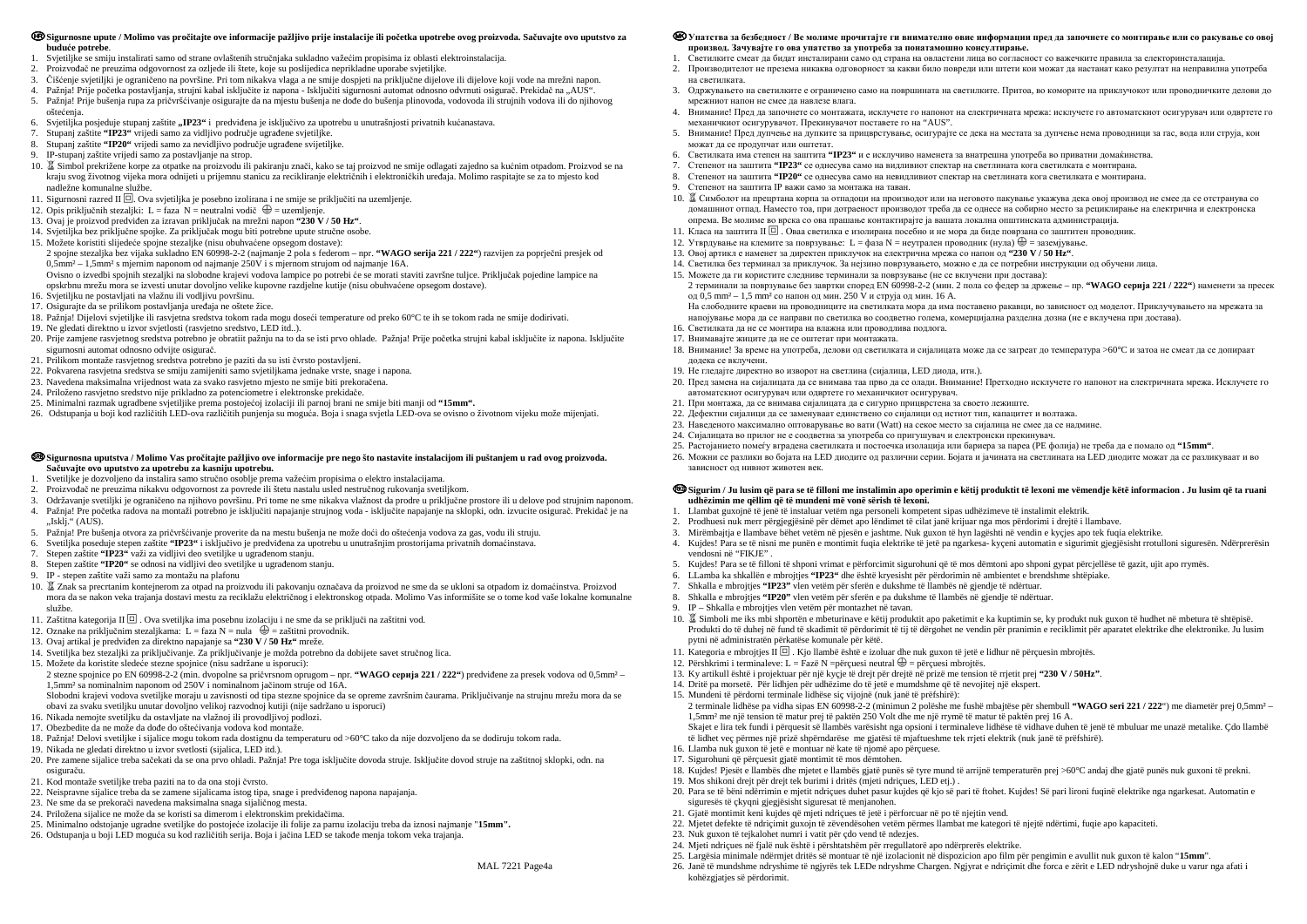**HR Sigurnosne upute / Molimo vas pročitajte ove informacije pažljivo prije instalacije ili početka upotrebe ovog proizvoda. Sačuvajte ovo uputstvo za buduće potrebe**.

1. Svjetiljke se smiju instalirati samo od strane ovlaštenih stručnjaka sukladno važećim propisima iz oblasti elektroinstalacija.
2. Proizvođač ne preuzima odgovornost za ozljede ili štete, koje su posljedica nepriklađne uporabe svjetiljke.
3. Čišćenje svjetiljki je ograničeno na površine. Pri tom nikakva vlaga a ne smije dospjeti na priključne dijelove ili dijelove koji vode na mrežni napon.
4. Pažnja! Prije početka postavljanja, strujni kabal isključite iz napona - Isključiti sigurnosni automat odnosno odvrnuti osigurač. Prekidač na „AUS".
5. Pažnja! Prije bušenja rupa za pričvršćivanje osigurajte da na mjestu bušenja ne dođe do bušenja plinovoda, vodovoda ili strujnih vodova ili do njihovog oštećenja.
6. Svjetiljka posjeduje stupanj zaštite **„IP23"** i predviđena je isključivo za upotrebu u unutrašnjosti privatnih kućanstava.
7. Stupanj zaštite **"IP23"** vrijedi samo za vidljivo područje ugrađene svjetiljke.
8. Stupanj zaštite **"IP20"** vrijedi samo za nevidljivo područje ugrađene svjetiljke.
9. IP-stupanj zaštite vrijedi samo za postavljanje na strop.
10. Simbol prekrižene korpe za otpatke na proizvodu ili pakiranju znači, kako se taj proizvod ne smije odlagati zajedno sa kućnim otpadom. Proizvod se na kraju svog životnog vijeka mora odnijeti u prijemnu stanicu za recikliranje električnih i elektroničkih uređaja. Molimo raspitajte se za to mjesto kod nadležne komunalne službe.
11. Sigurnosni razred II. Ova svjetiljka je posebno izolirana i ne smije se priključiti na uzemljenje.
12. Opis priključnih stezaljki: L = faza N = neutralni vodič ⏚ = uzemljenje.
13. Ovaj je proizvod predviđen za izravan priključak na mrežni napon **"230 V / 50 Hz"**.
14. Svjetiljka bez priključne spojke. Za priključak mogu biti potrebne upute stručne osobe.
15. Možete koristiti sljedeće spojne stezaljke (nisu obuhvaćene opsegom dostave):
    2 spojne stezaljka bez vijaka sukladno EN 60998-2-2 (najmanje 2 pola s federom – npr. **"WAGO serija 221 / 222"**) razvijen za poprječni presjek od 0,5mm² – 1,5mm² s mjernim naponom od najmanje 250V i s mjernom strujom od najmanje 16A.
    Ovisno o izvedbi spojnih stezaljki na slobodne krajeve vodova lampice po potrebi će se morati staviti završne tuljce. Priključak pojedine lampice na opskrbnu mrežu mora se izvesti unutar dovoljno velike kupovne razdjelne kutije (nisu obuhvaćene opsegom dostave).
16. Svjetiljku ne postavljati na vlažnu ili vodljivu površinu.
17. Osigurajte da se prilikom postavljanja uređaja ne oštete žice.
18. Pažnja! Dijelovi svjetiljke ili rasvjetna sredstva tokom rada mogu doseći temperature od preko 60°C te ih se tokom rada ne smije dodirivati.
19. Ne gledati direktno u izvor svjetlosti (rasvjetno sredstvo, LED itd..).
20. Prije zamjene rasvjetnog sredstva potrebno je obratiit pažnju na to da se isti prvo ohlade. Pažnja! Prije početka strujni kabal isključite iz napona. Isključite sigurnosni automat odnosno odvijte osigurač.
21. Prilikom montaže rasvjetnog sredstva potrebno je paziti da su isti čvrsto postavljeni.
22. Pokvarena rasvjetna sredstva se smiju zamijeniti samo svjetiljkama jednake vrste, snage i napona.
23. Navedena maksimalna vrijednost wata za svako rasvjetno mjesto ne smije biti prekoračena.
24. Priloženo rasvjetno sredstvo nije prikladno za potenciometre i elektronske prekidače.
25. Minimalni razmak ugradbene svjetiljke prema postojećoj izolaciji ili parnoj brani ne smije biti manji od **"15mm".**
26. Odstupanja u boji kod različitih LED-ova različitih punjenja su moguća. Boja i snaga svjetla LED-ova se ovisno o životnom vijeku može mijenjati.

**SRB Sigurnosna uputstva / Molimo Vas pročitajte pažljivo ove informacije pre nego što nastavite instalacijom ili puštanjem u rad ovog proizvoda. Sačuvajte ovo uputstvo za upotrebu za kasniju upotrebu.**

1. Svetiljke je dozvoljeno da instalira samo stručno osoblje prema važećim propisima o elektro instalacijama.
2. Proizvođač ne preuzima nikakvu odgovornost za povrede ili štetu nastalu usled nestručnog rukovanja svetiljkom.
3. Održavanje svetiljki je ograničeno na njihovo površinu. Pri tome ne sme nikakva vlažnost da prodre u priključne prostore ili u delove pod strujnim naponom.
4. Pažnja! Pre početka radova na montaži potrebno je isključiti napajanje strujnog voda - isključite napajanje sa sklopki, odn. izvucite osigurač. Prekidač je na „Isklj." (AUS).
5. Pažnja! Pre bušenja otvora za pričvršćivanje proverite da na mestu bušenja ne može doći do oštećenja vodova za gas, vodu ili struju.
6. Svetiljka poseduje stepen zaštite **"IP23"** i isključivo je predviđena za upotrebu u unutrašnjim prostorijama privatnih domaćinstava.
7. Stepen zaštite **"IP23"** važi za vidljivi deo svetiljke u ugrađenom stanju.
8. Stepen zaštite **"IP20"** se odnosi na vidljivi deo svetiljke u ugrađenom stanju.
9. IP - stepen zaštite važi samo za montažu na plafonu
10. Znak sa precrtanim kontejnerom za otpad na proizvodu ili pakovanju označava da proizvod ne sme da se ukloni sa otpadom iz domaćinstva. Proizvod mora da se nakon veka trajanja dostavi mestu za reciklažu električnog i elektronskog otpada. Molimo Vas informišite se o tome kod vaše lokalne komunalne službe.
11. Zaštitna kategorija II. Ova svetiljka ima posebnu izolaciju i ne sme da se priključi na zaštitni vod.
12. Oznake na priključnim stezaljkama: L = faza N = nula ⏚ = zaštitni provodnik.
13. Ovaj artikal je predviđen za direktno napajanje sa **"230 V /50 Hz"** mreže.
14. Svetiljka bez stezaljki za priključivanje. Za priključivanje je možda potrebno da dobijete savet stručnog lica.
15. Možete da koristite sledeće stezne spojnice (nisu sadržane u isporuci):
    2 stezne spojnice po EN 60998-2-2 (min. dvopolne sa pričvrsnom oprugom – npr. **"WAGO серија 221 / 222"**) predviđene za presek vodova od 0,5mm² – 1,5mm² sa nominalnim naponom od 250V i nominalnom jačinom struje od 16A.
    Slobodni krajevi vodova svetiljke moraju u zavisnosti od tipa stezne spojnice da se opreme završnim čaurama. Priključivanje na strujnu mrežu mora da se obavi za svaku svetiljku unutar dovoljno velikoj razvodnoj kutiji (nije sadržano u isporuci)
16. Nikada nemojte svetiljku da ostavljate na vlažnoj ili provodljivoj podlozi.
17. Obezbedite da ne može da dođe do oštećivanja vodova kod montaže.
18. Pažnja! Delovi svetiljke i sijalice mogu tokom rada dostignu da temperaturu od >60°C tako da nije dozvoljeno da se dodiruju tokom rada.
19. Nikada ne gledati direktno u izvor svetlosti (sijalica, LED itd.).
20. Pre zamene sijalice treba sačekati da se ona prvo ohladi. Pažnja! Pre toga isključite dovoda struje. Isključite dovod struje na zaštitnoj sklopki, odn. na osiguraču.
21. Kod montaže svetiljke treba paziti na to da ona stoji čvrsto.
22. Neispravne sijalice treba da se zamene sijalicama istog tipa, snage i predviđenog napona napajanja.
23. Ne sme da se prekorači navedena maksimalna snaga sijaličnog mesta.
24. Priložena sijalice ne može da se koristi sa dimerom i elektronskim prekidačima.
25. Minimalno odstojanje ugradne svetiljke do postojeće izolacije ili folije za parnu izolaciju treba da iznosi najmanje "**15mm".**
26. Odstupanja u boji LED moguća su kod različitih serija. Boja i jačina LED se takođe menja tokom veka trajanja.

**MK Упатства за безбедност / Ве молиме прочитајте ги внимателно овие информации пред да започнете со монтирање или со ракување со овој производ. Зачувајте го ова упатство за употреба за понатамошно консултирање.**

1. Светилките смеат да бидат инсталирани само од страна на овластени лица во согласност со важечките правила за електроинсталација.
2. Производителот не презема никаква одговорност за какви било повреди или штети кои мoжат да настанат како резултат на неправилна употреба на светилката.
3. Одржувањето на светилките е ограничено само на површината на светилките. Притоа, во коморите на приклучокот или проводничките делови до мрежниот напон не смее да навлезе влага.
4. Внимание! Пред да започнете со монтажата, исклучете го напонот на електричната мрежа: исклучете го автоматскиот осигурувач или одвртете го механичкиот осигурувач. Прекинувачот поставете го на "AUS".
5. Внимание! Пред дупчење на дупките за прицврстување, осигурајте се дека на местата за дупчење нема проводници за гас, вода или струја, кои можат да се продупчат или оштетат.
6. Светилката има степен на заштита **"IP23"** и е исклучиво наменета за внатрешна употреба во приватни домаќинства.
7. Степенот на заштита **"IP23"** се однесува само на видливиот спектар на светилката кога светилката е монтирана.
8. Степенот на заштита **"IP20"** се однесува само на невидливиот спектар на светилката кога светилката е монтирана.
9. Степенот на заштита IP важи само за монтажа на таван.
10. Симболот на прецртана корпа за отпадоци на производот или на неговото пакување укажува дека овој производ не смее да се отстранува со домашниот отпад. Наместо тоа, при дотрајеност производот треба да се однесе на собирно место за рециклирање на електрична и електронска опрема. Ве молиме во врска со ова прашање контактирајте ја вашата локална општинската администрација.
11. Класа на заштита II. Оваа светилка е изолирана посебно и не мора да биде поврзана со заштитен проводник.
12. Утврдување на клемите за поврзување: L = фаза N = неутрален проводник (нула) ⏚ = заземјување.
13. Овој артикл е наменет за директен приклучок на електрична мрежа со напон од **"230 V / 50 Hz"**.
14. Светилка без терминал за приклучок. За нејзино поврзување, можно е да се потребни инструкции од обучени лица.
15. Можете да ги користите следните терминали за поврзување (не се вклучени при достава):
    2 терминали за поврзување без завртки според EN 60998-2-2 (мин. 2 пола со федер за држење – пр. **"WAGO серија 221 / 222"**) наменети за пресек од 0,5 mm² – 1,5 mm² со напон од мин. 250 V и струја од мин. 16 A.
    На слободните краеви на проводниците на светилката мора да има поставено ракавици, во зависност од моделот. Приклучувањето на мрежата за напојување мора да се направи во светилка во соодветно голема, комерцијална разделна дозна (не е вклучена при достава).
16. Светилката да не се монтира на влажна или проводлива подлога.
17. Внимавајте жиците да не се оштетат при монтажата.
18. Внимание! За време на употреба, делови од светилката и сијалицата може да се загреат до температура >60°C и затоа не смеат да се допираат додека се вклучени.
19. Не гледајте директно во изворот на светлина (сијалица, LED диода, итн.).
20. Пред замена на сијалицата да се внимава таа прво да се олади. Внимание! Претходно исклучете го напонот на електричната мрежа. Исклучете го автоматскиот осигурувач или одвртете го механичкиот осигурувач.
21. При монтажа, да се внимава сијалицата да е сигурно прицврстена за своето лежиште.
22. Дефектни сијалици да се заменуваат единствено со сијалици од истот тип, капацитет и волтажа.
23. Наведеното максимално оптоварување во вати (Watt) на секое место за сијалица не смее да се надмине.
24. Сијалицата во прилог не е соодветна за употреба со пригушувач и електронски прекинувач.
25. Растојанието помеѓу вградена светилката и постоечка изолација или бариера за пареа (PE фолија) не треба да е помало од **"15mm"**.
26. Можни се разлики во бојата на LED диодите од различни серии. Бојата и јачината на светлината на LED диодите може да се разликуваат и во зависност од нивниот животен век.

**RKS Sigurim / Ju lusim që para se të filloni me instalimin apo operimin e këtij produktit të lexoni me vëmendje këtë informacion . Ju lusim që ta ruani udhëzimin me qëllim që të mundeni më vonë sërish të lexoni.**

1. Llambat guxojnë të jenë të instaluar vetëm nga personeli kompetent sipas udhëzimeve të instalimit elektrik.
2. Prodhuesi nuk merr përgjegjësinë për dëmet apo lëndimet të cilat janë krijuar nga mos përdorimi i drejtë i llambave.
3. Mirëmbajtja e llambave bëhet vetëm në pjesën e jashtme. Nuk guxon të hyn lagështi në vendin e kycjes apo tek fuqia elektrike.
4. Kujdes! Para se të nisni me punën e montimit fuqia elektrike të jetë pa ngarkesa- kyçeni automatin e sigurimit gjegjësisht rrotulloni siguresën. Ndërprerësin vendosni në "FIKJE" .
5. Kujdes! Para se të filloni të shponi vrimat e përforcimit sigurohuni që të mos dëmtoni apo shponi gypat përcjellëse të gazit, ujit apo rrymës.
6. LLamba ka shkallën e mbrojtjes **"IP23"** dhe është kryesisht për përdorimin në ambientet e brendshme shtëpiake.
7. Shkalla e mbrojtjes **"IP23"** vlen vetëm për sferën e dukshme të llambës në gjendje të ndërtuar.
8. Shkalla e mbrojtjes **"IP20"** vlen vetëm për sferën e pa dukshme të llambës në gjendje të ndërtuar.
9. IP – Shkalla e mbrojtjes vlen vetëm për montazhet në tavan.
10. Simboli me iks mbi shportën e mbeturinave e këtij produktit apo paketimit e ka kuptimin se, ky produkt nuk guxon të hudhet në mbetura të shtëpisë. Produkti do të duhej në fund të skadimit të përdorimit të tij të dërgohet ne vendin për pranimin e reciklimit për aparatet elektrike dhe elektronike. Ju lusim pytni në administratën përkatëse komunale për këtë.
11. Kategoria e mbrojtjes II. Kjo llambë është e izoluar dhe nuk guxon të jetë e lidhur në përçuesin mbrojtës.
12. Përshkrimi i terminaleve: L = Fazë N =përçuesi neutral ⏚ = përçuesi mbrojtës.
13. Ky artikull është i projektuar për një kyçje të drejt për drejtë në prizë me tension të rrjetit prej **"230 V / 50Hz"**.
14. Dritë pa morsetë. Për lidhjen për udhëzime do të ishte e mundshme që të nevojitej një ekspert.
15. Mundeni të përdorni terminale lidhëse siç vijojnë (nuk janë të përfshirë):
    2 terminale lidhëse pa vidha sipas EN 60998-2-2 (minimum 2 polëshe me fushë mbajtëse për shembull **"WAGO seri 221 / 222"**) me diametër prej 0,5mm² – 1,5mm² me një tension të matur prej të paktën 250 Volt dhe me një rrymë të matur të paktën prej 16 A.
    Skajet e lira tek fundi i përquesit së llambës varësisht nga opsioni i terminaleve lidhëse të vidhave duhen të jenë të mbuluar me unazë metalike. Çdo llambë të lidhet veç përmes një prizë shpërndarëse me gjatësi të mjaftueshme tek rrjeti elektrik (nuk janë të përfshirë).
16. Llamba nuk guxon të jetë e montuar në kate të njomë apo përçuese.
17. Sigurohuni që përçuesit gjatë montimit të mos dëmtohen.
18. Kujdes! Pjesët e llambës dhe mjetet e llambës gjatë punës së tyre mund të arrijnë temperaturën prej >60°C andaj dhe gjatë punës nuk guxoni të prekni.
19. Mos shikoni drejt për drejt tek burimi i dritës (mjeti ndriçues, LED etj.) .
20. Para se të bëni ndërrimin e mjetit ndriçues duhet pasur kujdes që kjo së pari të ftohet. Kujdes! Së pari lironi fuqinë elektrike nga ngarkesat. Automatin e siguresës të çkyqni gjegjësisht siguresat të menjanohen.
21. Gjatë montimit keni kujdes që mjeti ndriçues të jetë i përforcuar në po të vejtin vend.
22. Mjetet defekte të ndriçimit guxojn të zëvendësohen vetëm përmes llambat me kategori të njejtë ndërtimi, fuqie apo kapaciteti.
23. Nuk guxon të tejkalohet numri i vatit për çdo vend të ndezjes.
24. Mjeti ndriçues në fjalë nuk është i përshtatshëm për rregullatorë apo ndërprerës elektrike.
25. Largësia minimale ndërmjet dritës së montuar të një izolacionit në dispozicion apo film për pengimin e avullit nuk guxon të kalon "**15mm**".
26. Janë të mundshme ndryshime të ngjyrës tek LEDe ndryshme Chargen. Ngjyrat e ndriçimit dhe forca e zërit e LED ndryshojnë duke u varur nga afati i kohëzgjatjes së përdorimit.

MAL 7221 Page4a